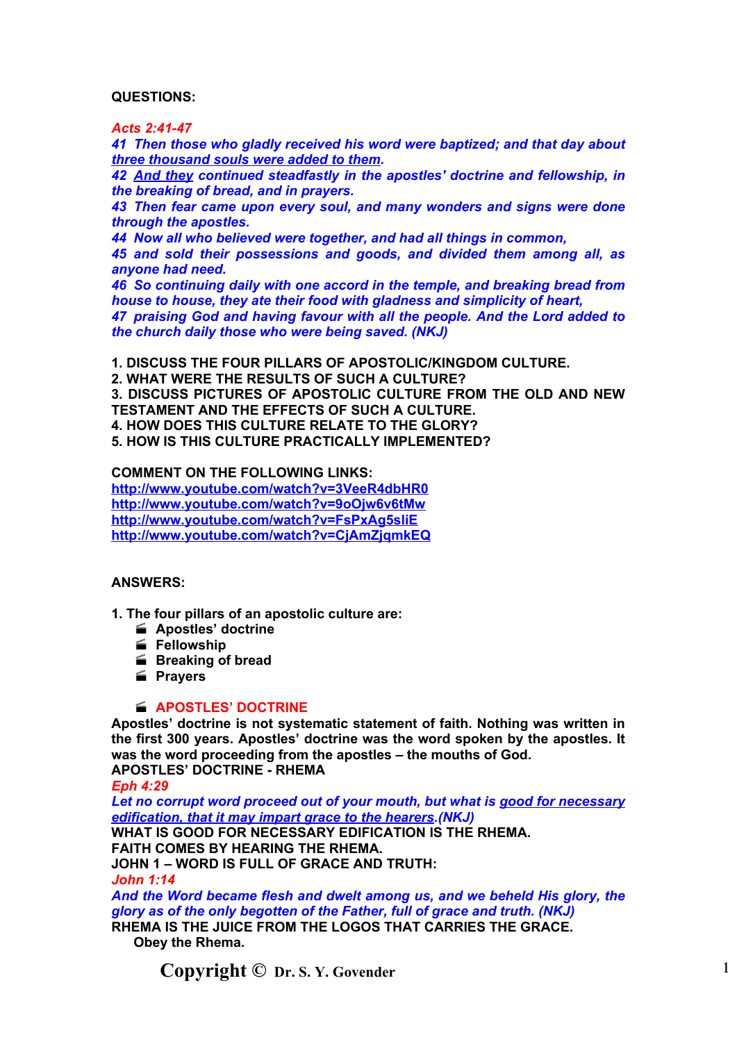**QUESTIONS:**

***Acts 2:41-47***

***41 Then those who gladly received his word were baptized; and that day about <u>three thousand souls were added to them</u>.***

***42 <u>And they</u> continued steadfastly in the apostles' doctrine and fellowship, in the breaking of bread, and in prayers.***

***43 Then fear came upon every soul, and many wonders and signs were done through the apostles.***

***44 Now all who believed were together, and had all things in common,***

***45 and sold their possessions and goods, and divided them among all, as anyone had need.***

***46 So continuing daily with one accord in the temple, and breaking bread from house to house, they ate their food with gladness and simplicity of heart,***

***47 praising God and having favour with all the people. And the Lord added to the church daily those who were being saved. (NKJ)***

**1. DISCUSS THE FOUR PILLARS OF APOSTOLIC/KINGDOM CULTURE.**
**2. WHAT WERE THE RESULTS OF SUCH A CULTURE?**
**3. DISCUSS PICTURES OF APOSTOLIC CULTURE FROM THE OLD AND NEW TESTAMENT AND THE EFFECTS OF SUCH A CULTURE.**
**4. HOW DOES THIS CULTURE RELATE TO THE GLORY?**
**5. HOW IS THIS CULTURE PRACTICALLY IMPLEMENTED?**

**COMMENT ON THE FOLLOWING LINKS:**
http://www.youtube.com/watch?v=3VeeR4dbHR0
http://www.youtube.com/watch?v=9oOjw6v6tMw
http://www.youtube.com/watch?v=FsPxAg5sliE
http://www.youtube.com/watch?v=CjAmZjqmkEQ

**ANSWERS:**

**1. The four pillars of an apostolic culture are:**

- **Apostles' doctrine**
- **Fellowship**
- **Breaking of bread**
- **Prayers**

- **APOSTLES' DOCTRINE**

**Apostles' doctrine is not systematic statement of faith. Nothing was written in the first 300 years. Apostles' doctrine was the word spoken by the apostles. It was the word proceeding from the apostles – the mouths of God.**
**APOSTLES' DOCTRINE - RHEMA**

***Eph 4:29***

***Let no corrupt word proceed out of your mouth, but what is <u>good for necessary edification, that it may impart grace to the hearers</u>.(NKJ)***

**WHAT IS GOOD FOR NECESSARY EDIFICATION IS THE RHEMA.**
**FAITH COMES BY HEARING THE RHEMA.**
**JOHN 1 – WORD IS FULL OF GRACE AND TRUTH:**

***John 1:14***

***And the Word became flesh and dwelt among us, and we beheld His glory, the glory as of the only begotten of the Father, full of grace and truth. (NKJ)***

**RHEMA IS THE JUICE FROM THE LOGOS THAT CARRIES THE GRACE.**
**Obey the Rhema.**

**Copyright © Dr. S. Y. Govender**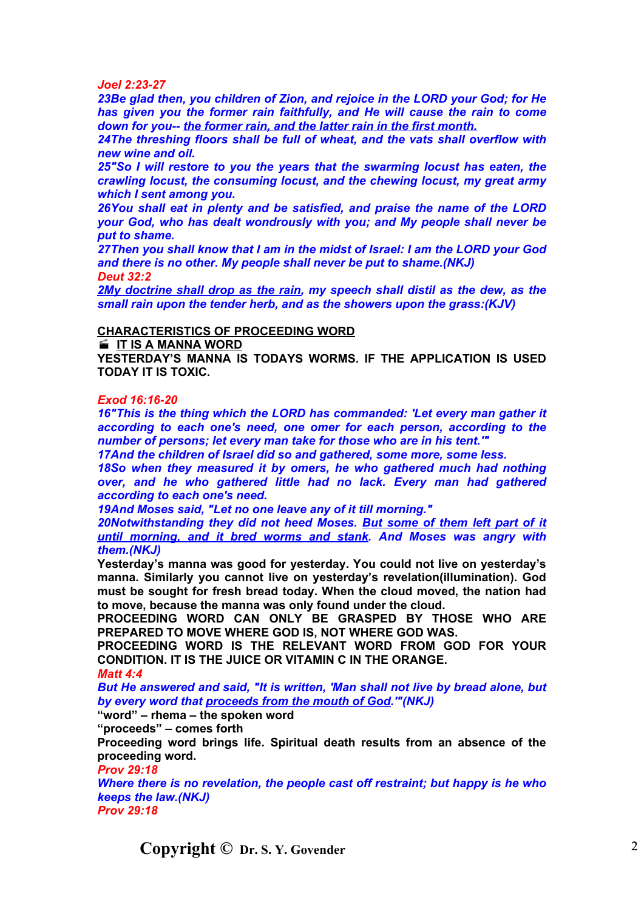*Joel 2:23-27*

*23Be glad then, you children of Zion, and rejoice in the LORD your God; for He has given you the former rain faithfully, and He will cause the rain to come down for you-- the former rain, and the latter rain in the first month.*

*24The threshing floors shall be full of wheat, and the vats shall overflow with new wine and oil.*

*25"So I will restore to you the years that the swarming locust has eaten, the crawling locust, the consuming locust, and the chewing locust, my great army which I sent among you.*

*26You shall eat in plenty and be satisfied, and praise the name of the LORD your God, who has dealt wondrously with you; and My people shall never be put to shame.*

*27Then you shall know that I am in the midst of Israel: I am the LORD your God and there is no other. My people shall never be put to shame.(NKJ)*

*Deut 32:2*

*2My doctrine shall drop as the rain, my speech shall distil as the dew, as the small rain upon the tender herb, and as the showers upon the grass:(KJV)*

**CHARACTERISTICS OF PROCEEDING WORD**

- **IT IS A MANNA WORD**

**YESTERDAY'S MANNA IS TODAYS WORMS. IF THE APPLICATION IS USED TODAY IT IS TOXIC.**

*Exod 16:16-20*

*16"This is the thing which the LORD has commanded: 'Let every man gather it according to each one's need, one omer for each person, according to the number of persons; let every man take for those who are in his tent.'"*

*17And the children of Israel did so and gathered, some more, some less.*

*18So when they measured it by omers, he who gathered much had nothing over, and he who gathered little had no lack. Every man had gathered according to each one's need.*

*19And Moses said, "Let no one leave any of it till morning."*

*20Notwithstanding they did not heed Moses. But some of them left part of it until morning, and it bred worms and stank. And Moses was angry with them.(NKJ)*

**Yesterday's manna was good for yesterday. You could not live on yesterday's manna. Similarly you cannot live on yesterday's revelation(illumination). God must be sought for fresh bread today. When the cloud moved, the nation had to move, because the manna was only found under the cloud.**

**PROCEEDING WORD CAN ONLY BE GRASPED BY THOSE WHO ARE PREPARED TO MOVE WHERE GOD IS, NOT WHERE GOD WAS.**

**PROCEEDING WORD IS THE RELEVANT WORD FROM GOD FOR YOUR CONDITION. IT IS THE JUICE OR VITAMIN C IN THE ORANGE.**

*Matt 4:4*

*But He answered and said, "It is written, 'Man shall not live by bread alone, but by every word that proceeds from the mouth of God.'"(NKJ)*

**"word" – rhema – the spoken word**

**"proceeds" – comes forth**

**Proceeding word brings life. Spiritual death results from an absence of the proceeding word.**

*Prov 29:18*

*Where there is no revelation, the people cast off restraint; but happy is he who keeps the law.(NKJ)*

*Prov 29:18*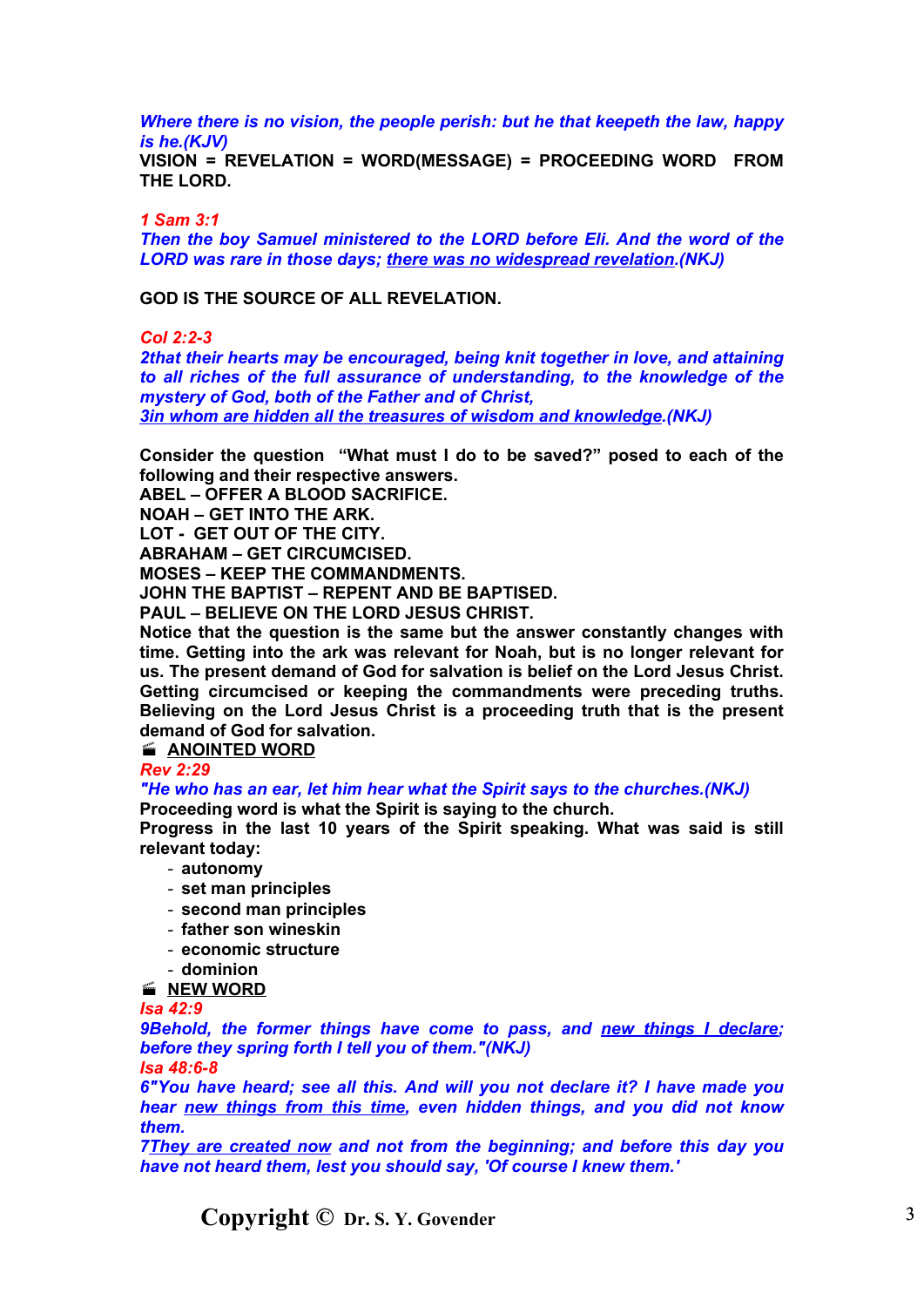*Where there is no vision, the people perish: but he that keepeth the law, happy is he.(KJV)*

**VISION = REVELATION = WORD(MESSAGE) = PROCEEDING WORD FROM THE LORD.**

*1 Sam 3:1*

*Then the boy Samuel ministered to the LORD before Eli. And the word of the LORD was rare in those days; <u>there was no widespread revelation</u>.(NKJ)*

**GOD IS THE SOURCE OF ALL REVELATION.**

*Col 2:2-3*

*2that their hearts may be encouraged, being knit together in love, and attaining to all riches of the full assurance of understanding, to the knowledge of the mystery of God, both of the Father and of Christ,*

*<u>3in whom are hidden all the treasures of wisdom and knowledge</u>.(NKJ)*

**Consider the question "What must I do to be saved?" posed to each of the following and their respective answers.**

**ABEL – OFFER A BLOOD SACRIFICE.**

**NOAH – GET INTO THE ARK.**

**LOT - GET OUT OF THE CITY.**

**ABRAHAM – GET CIRCUMCISED.**

**MOSES – KEEP THE COMMANDMENTS.**

**JOHN THE BAPTIST – REPENT AND BE BAPTISED.**

**PAUL – BELIEVE ON THE LORD JESUS CHRIST.**

**Notice that the question is the same but the answer constantly changes with time. Getting into the ark was relevant for Noah, but is no longer relevant for us. The present demand of God for salvation is belief on the Lord Jesus Christ. Getting circumcised or keeping the commandments were preceding truths. Believing on the Lord Jesus Christ is a proceeding truth that is the present demand of God for salvation.**

- **<u>ANOINTED WORD</u>**

*Rev 2:29*

*"He who has an ear, let him hear what the Spirit says to the churches.(NKJ)*

**Proceeding word is what the Spirit is saying to the church.**

**Progress in the last 10 years of the Spirit speaking. What was said is still relevant today:**

- **autonomy**
- **set man principles**
- **second man principles**
- **father son wineskin**
- **economic structure**
- **dominion**

- **<u>NEW WORD</u>**

*Isa 42:9*

*9Behold, the former things have come to pass, and <u>new things I declare</u>; before they spring forth I tell you of them."(NKJ)*

*Isa 48:6-8*

*6"You have heard; see all this. And will you not declare it? I have made you hear <u>new things from this time</u>, even hidden things, and you did not know them.*

*7<u>They are created now</u> and not from the beginning; and before this day you have not heard them, lest you should say, 'Of course I knew them.'*

Copyright © Dr. S. Y. Govender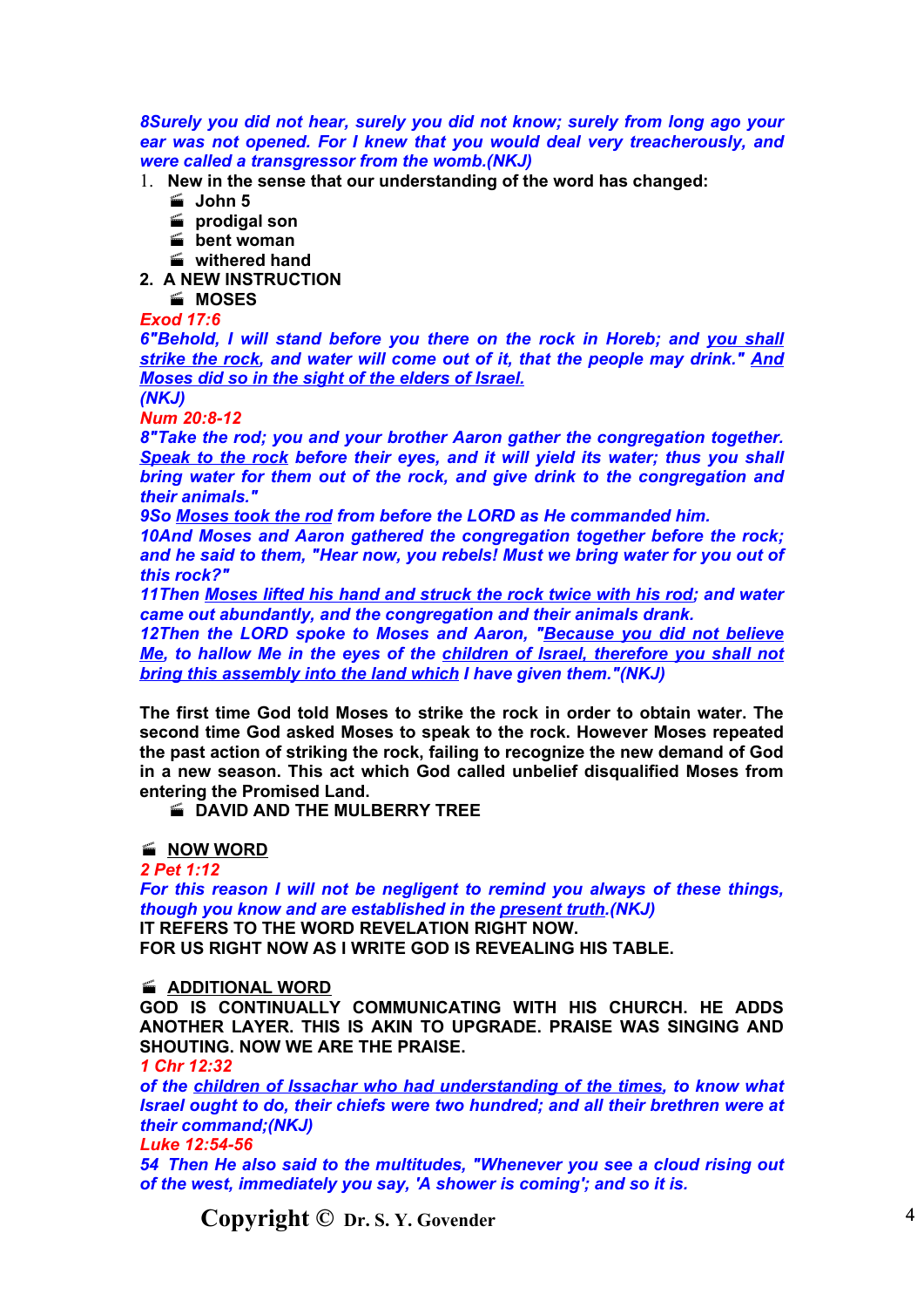*8Surely you did not hear, surely you did not know; surely from long ago your ear was not opened. For I knew that you would deal very treacherously, and were called a transgressor from the womb.(NKJ)*

1. **New in the sense that our understanding of the word has changed:**
   - **John 5**
   - **prodigal son**
   - **bent woman**
   - **withered hand**
2. **A NEW INSTRUCTION**
   - **MOSES**

*Exod 17:6*

*6"Behold, I will stand before you there on the rock in Horeb; and you shall strike the rock, and water will come out of it, that the people may drink." And Moses did so in the sight of the elders of Israel.*

*(NKJ)*

*Num 20:8-12*

*8"Take the rod; you and your brother Aaron gather the congregation together. Speak to the rock before their eyes, and it will yield its water; thus you shall bring water for them out of the rock, and give drink to the congregation and their animals."*

*9So Moses took the rod from before the LORD as He commanded him.*

*10And Moses and Aaron gathered the congregation together before the rock; and he said to them, "Hear now, you rebels! Must we bring water for you out of this rock?"*

*11Then Moses lifted his hand and struck the rock twice with his rod; and water came out abundantly, and the congregation and their animals drank.*

*12Then the LORD spoke to Moses and Aaron, "Because you did not believe Me, to hallow Me in the eyes of the children of Israel, therefore you shall not bring this assembly into the land which I have given them."(NKJ)*

**The first time God told Moses to strike the rock in order to obtain water. The second time God asked Moses to speak to the rock. However Moses repeated the past action of striking the rock, failing to recognize the new demand of God in a new season. This act which God called unbelief disqualified Moses from entering the Promised Land.**

- **DAVID AND THE MULBERRY TREE**

- **NOW WORD**

*2 Pet 1:12*

*For this reason I will not be negligent to remind you always of these things, though you know and are established in the present truth.(NKJ)*

**IT REFERS TO THE WORD REVELATION RIGHT NOW.**
**FOR US RIGHT NOW AS I WRITE GOD IS REVEALING HIS TABLE.**

- **ADDITIONAL WORD**

**GOD IS CONTINUALLY COMMUNICATING WITH HIS CHURCH. HE ADDS ANOTHER LAYER. THIS IS AKIN TO UPGRADE. PRAISE WAS SINGING AND SHOUTING. NOW WE ARE THE PRAISE.**

*1 Chr 12:32*

*of the children of Issachar who had understanding of the times, to know what Israel ought to do, their chiefs were two hundred; and all their brethren were at their command;(NKJ)*

*Luke 12:54-56*

*54 Then He also said to the multitudes, "Whenever you see a cloud rising out of the west, immediately you say, 'A shower is coming'; and so it is.*

**Copyright © Dr. S. Y. Govender**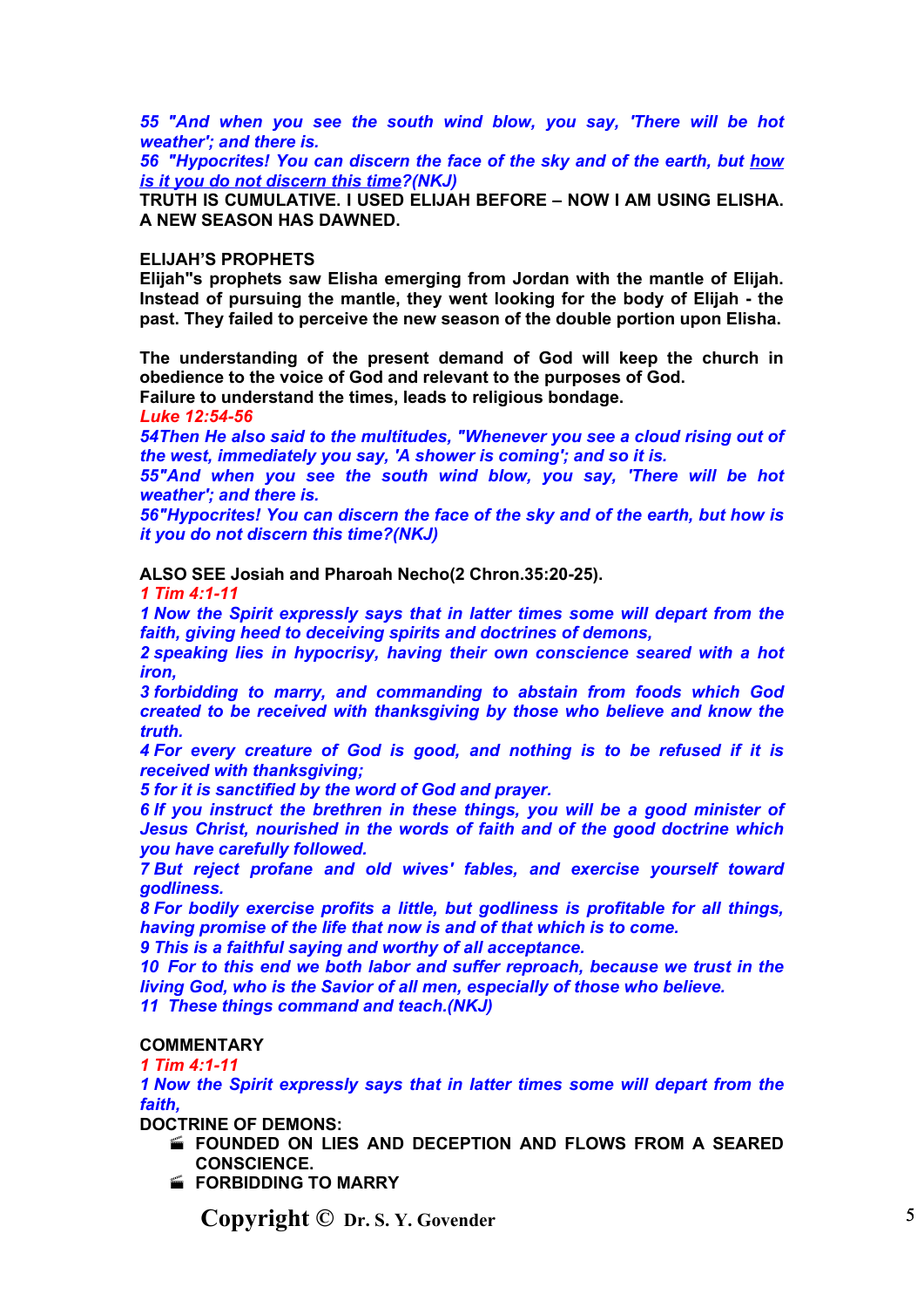*55 "And when you see the south wind blow, you say, 'There will be hot weather'; and there is.*
*56 "Hypocrites! You can discern the face of the sky and of the earth, but <u>how is it you do not discern this time</u>?(NKJ)*
**TRUTH IS CUMULATIVE. I USED ELIJAH BEFORE – NOW I AM USING ELISHA. A NEW SEASON HAS DAWNED.**

**ELIJAH'S PROPHETS**
**Elijah"s prophets saw Elisha emerging from Jordan with the mantle of Elijah. Instead of pursuing the mantle, they went looking for the body of Elijah - the past. They failed to perceive the new season of the double portion upon Elisha.**

**The understanding of the present demand of God will keep the church in obedience to the voice of God and relevant to the purposes of God.**
**Failure to understand the times, leads to religious bondage.**
***Luke 12:54-56***
*54Then He also said to the multitudes, "Whenever you see a cloud rising out of the west, immediately you say, 'A shower is coming'; and so it is.*
*55"And when you see the south wind blow, you say, 'There will be hot weather'; and there is.*
*56"Hypocrites! You can discern the face of the sky and of the earth, but how is it you do not discern this time?(NKJ)*

**ALSO SEE Josiah and Pharoah Necho(2 Chron.35:20-25).**
***1 Tim 4:1-11***
*1 Now the Spirit expressly says that in latter times some will depart from the faith, giving heed to deceiving spirits and doctrines of demons,*
*2 speaking lies in hypocrisy, having their own conscience seared with a hot iron,*
*3 forbidding to marry, and commanding to abstain from foods which God created to be received with thanksgiving by those who believe and know the truth.*
*4 For every creature of God is good, and nothing is to be refused if it is received with thanksgiving;*
*5 for it is sanctified by the word of God and prayer.*
*6 If you instruct the brethren in these things, you will be a good minister of Jesus Christ, nourished in the words of faith and of the good doctrine which you have carefully followed.*
*7 But reject profane and old wives' fables, and exercise yourself toward godliness.*
*8 For bodily exercise profits a little, but godliness is profitable for all things, having promise of the life that now is and of that which is to come.*
*9 This is a faithful saying and worthy of all acceptance.*
*10 For to this end we both labor and suffer reproach, because we trust in the living God, who is the Savior of all men, especially of those who believe.*
*11 These things command and teach.(NKJ)*

**COMMENTARY**
***1 Tim 4:1-11***
*1 Now the Spirit expressly says that in latter times some will depart from the faith,*
**DOCTRINE OF DEMONS:**
- **FOUNDED ON LIES AND DECEPTION AND FLOWS FROM A SEARED CONSCIENCE.**
- **FORBIDDING TO MARRY**

**Copyright © Dr. S. Y. Govender**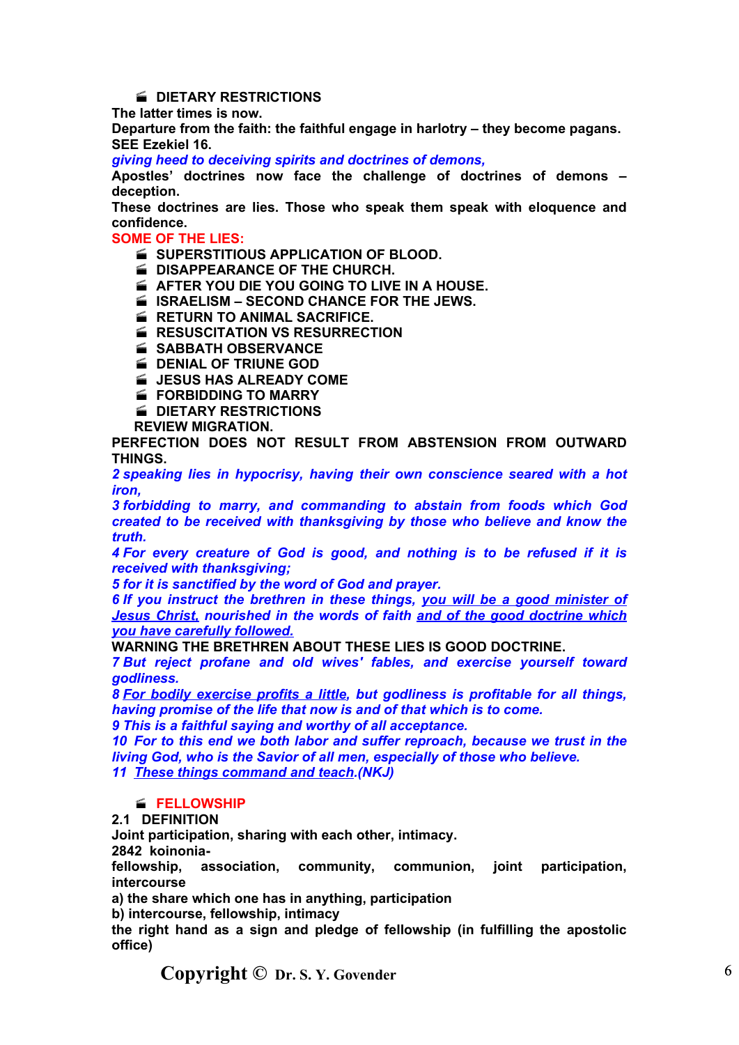- **DIETARY RESTRICTIONS**

**The latter times is now.**

**Departure from the faith: the faithful engage in harlotry – they become pagans. SEE Ezekiel 16.**

***giving heed to deceiving spirits and doctrines of demons,***

**Apostles' doctrines now face the challenge of doctrines of demons – deception.**

**These doctrines are lies. Those who speak them speak with eloquence and confidence.**

**SOME OF THE LIES:**

- **SUPERSTITIOUS APPLICATION OF BLOOD.**
- **DISAPPEARANCE OF THE CHURCH.**
- **AFTER YOU DIE YOU GOING TO LIVE IN A HOUSE.**
- **ISRAELISM – SECOND CHANCE FOR THE JEWS.**
- **RETURN TO ANIMAL SACRIFICE.**
- **RESUSCITATION VS RESURRECTION**
- **SABBATH OBSERVANCE**
- **DENIAL OF TRIUNE GOD**
- **JESUS HAS ALREADY COME**
- **FORBIDDING TO MARRY**
- **DIETARY RESTRICTIONS**

**REVIEW MIGRATION.**

**PERFECTION DOES NOT RESULT FROM ABSTENSION FROM OUTWARD THINGS.**

***2 speaking lies in hypocrisy, having their own conscience seared with a hot iron,***
***3 forbidding to marry, and commanding to abstain from foods which God created to be received with thanksgiving by those who believe and know the truth.***
***4 For every creature of God is good, and nothing is to be refused if it is received with thanksgiving;***
***5 for it is sanctified by the word of God and prayer.***
***6 If you instruct the brethren in these things, <u>you will be a good minister of Jesus Christ,</u> nourished in the words of faith <u>and of the good doctrine which you have carefully followed.</u>***

**WARNING THE BRETHREN ABOUT THESE LIES IS GOOD DOCTRINE.**

***7 But reject profane and old wives' fables, and exercise yourself toward godliness.***
***8 <u>For bodily exercise profits a little</u>, but godliness is profitable for all things, having promise of the life that now is and of that which is to come.***
***9 This is a faithful saying and worthy of all acceptance.***
***10 For to this end we both labor and suffer reproach, because we trust in the living God, who is the Savior of all men, especially of those who believe.***
***11 <u>These things command and teach</u>.(NKJ)***

- **FELLOWSHIP**

**2.1 DEFINITION**

**Joint participation, sharing with each other, intimacy.**

**2842 koinonia-**

**fellowship, association, community, communion, joint participation, intercourse**

**a) the share which one has in anything, participation**

**b) intercourse, fellowship, intimacy**

**the right hand as a sign and pledge of fellowship (in fulfilling the apostolic office)**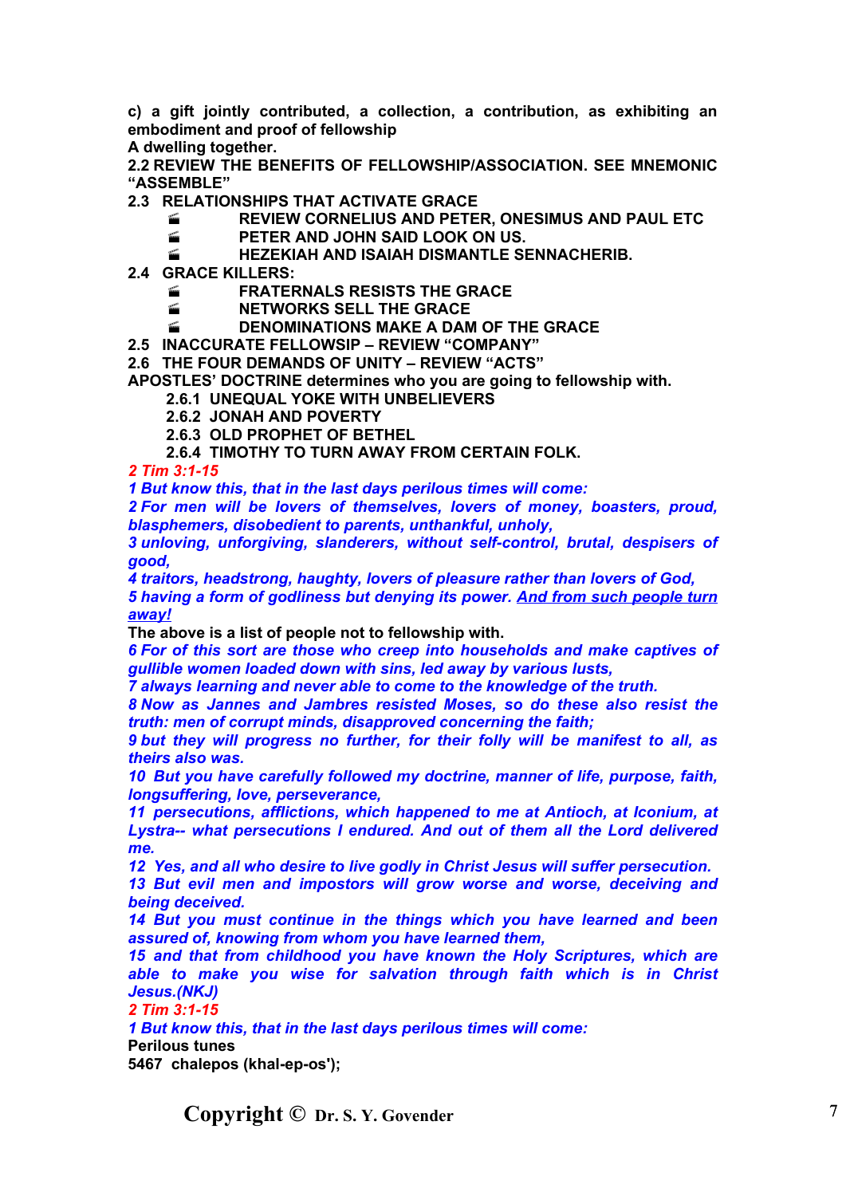**c) a gift jointly contributed, a collection, a contribution, as exhibiting an embodiment and proof of fellowship**
**A dwelling together.**

**2.2 REVIEW THE BENEFITS OF FELLOWSHIP/ASSOCIATION. SEE MNEMONIC "ASSEMBLE"**

**2.3 RELATIONSHIPS THAT ACTIVATE GRACE**

- **REVIEW CORNELIUS AND PETER, ONESIMUS AND PAUL ETC**
- **PETER AND JOHN SAID LOOK ON US.**
- **HEZEKIAH AND ISAIAH DISMANTLE SENNACHERIB.**

**2.4 GRACE KILLERS:**

- **FRATERNALS RESISTS THE GRACE**
- **NETWORKS SELL THE GRACE**
- **DENOMINATIONS MAKE A DAM OF THE GRACE**

**2.5 INACCURATE FELLOWSIP – REVIEW "COMPANY"**

**2.6 THE FOUR DEMANDS OF UNITY – REVIEW "ACTS"**

**APOSTLES' DOCTRINE determines who you are going to fellowship with.**

**2.6.1 UNEQUAL YOKE WITH UNBELIEVERS**
**2.6.2 JONAH AND POVERTY**
**2.6.3 OLD PROPHET OF BETHEL**
**2.6.4 TIMOTHY TO TURN AWAY FROM CERTAIN FOLK.**

***2 Tim 3:1-15***

***1 But know this, that in the last days perilous times will come:***
***2 For men will be lovers of themselves, lovers of money, boasters, proud, blasphemers, disobedient to parents, unthankful, unholy,***
***3 unloving, unforgiving, slanderers, without self-control, brutal, despisers of good,***
***4 traitors, headstrong, haughty, lovers of pleasure rather than lovers of God,***
***5 having a form of godliness but denying its power. <u>And from such people turn away!</u>***

**The above is a list of people not to fellowship with.**

***6 For of this sort are those who creep into households and make captives of gullible women loaded down with sins, led away by various lusts,***
***7 always learning and never able to come to the knowledge of the truth.***
***8 Now as Jannes and Jambres resisted Moses, so do these also resist the truth: men of corrupt minds, disapproved concerning the faith;***
***9 but they will progress no further, for their folly will be manifest to all, as theirs also was.***
***10 But you have carefully followed my doctrine, manner of life, purpose, faith, longsuffering, love, perseverance,***
***11 persecutions, afflictions, which happened to me at Antioch, at Iconium, at Lystra-- what persecutions I endured. And out of them all the Lord delivered me.***
***12 Yes, and all who desire to live godly in Christ Jesus will suffer persecution.***
***13 But evil men and impostors will grow worse and worse, deceiving and being deceived.***
***14 But you must continue in the things which you have learned and been assured of, knowing from whom you have learned them,***
***15 and that from childhood you have known the Holy Scriptures, which are able to make you wise for salvation through faith which is in Christ Jesus.(NKJ)***

***2 Tim 3:1-15***

***1 But know this, that in the last days perilous times will come:***

**Perilous tunes**
**5467 chalepos (khal-ep-os');**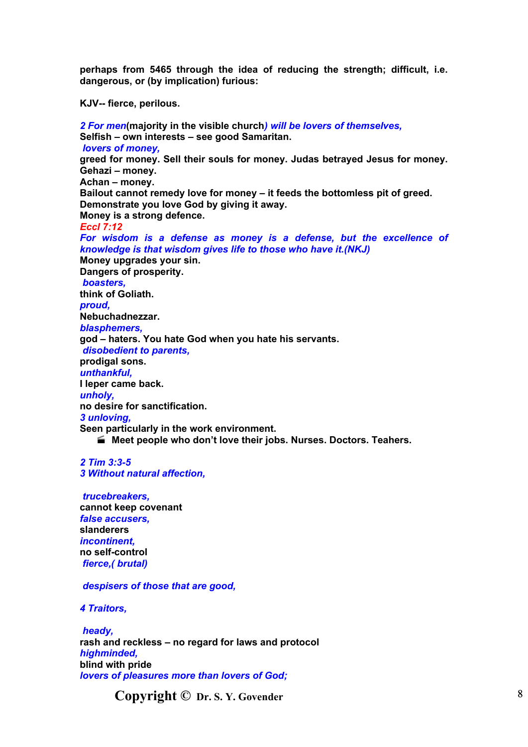**perhaps from 5465 through the idea of reducing the strength; difficult, i.e. dangerous, or (by implication) furious:**

**KJV-- fierce, perilous.**

***2 For men*(majority in the visible church)** ***will be lovers of themselves,***
**Selfish – own interests – see good Samaritan.**
***lovers of money,***
**greed for money. Sell their souls for money. Judas betrayed Jesus for money.**
**Gehazi – money.**
**Achan – money.**
**Bailout cannot remedy love for money – it feeds the bottomless pit of greed.**
**Demonstrate you love God by giving it away.**
**Money is a strong defence.**
***Eccl 7:12***
***For wisdom is a defense as money is a defense, but the excellence of knowledge is that wisdom gives life to those who have it.(NKJ)***
**Money upgrades your sin.**
**Dangers of prosperity.**
***boasters,***
**think of Goliath.**
***proud,***
**Nebuchadnezzar.**
***blasphemers,***
**god – haters. You hate God when you hate his servants.**
***disobedient to parents,***
**prodigal sons.**
***unthankful,***
**I leper came back.**
***unholy,***
**no desire for sanctification.**
***3 unloving,***
**Seen particularly in the work environment.**

- **Meet people who don't love their jobs. Nurses. Doctors. Teahers.**

***2 Tim 3:3-5***
***3 Without natural affection,***

***trucebreakers,***
**cannot keep covenant**
***false accusers,***
**slanderers**
***incontinent,***
**no self-control**
***fierce,( brutal)***

***despisers of those that are good,***

***4 Traitors,***

***heady,***
**rash and reckless – no regard for laws and protocol**
***highminded,***
**blind with pride**
***lovers of pleasures more than lovers of God;***

**Copyright © Dr. S. Y. Govender**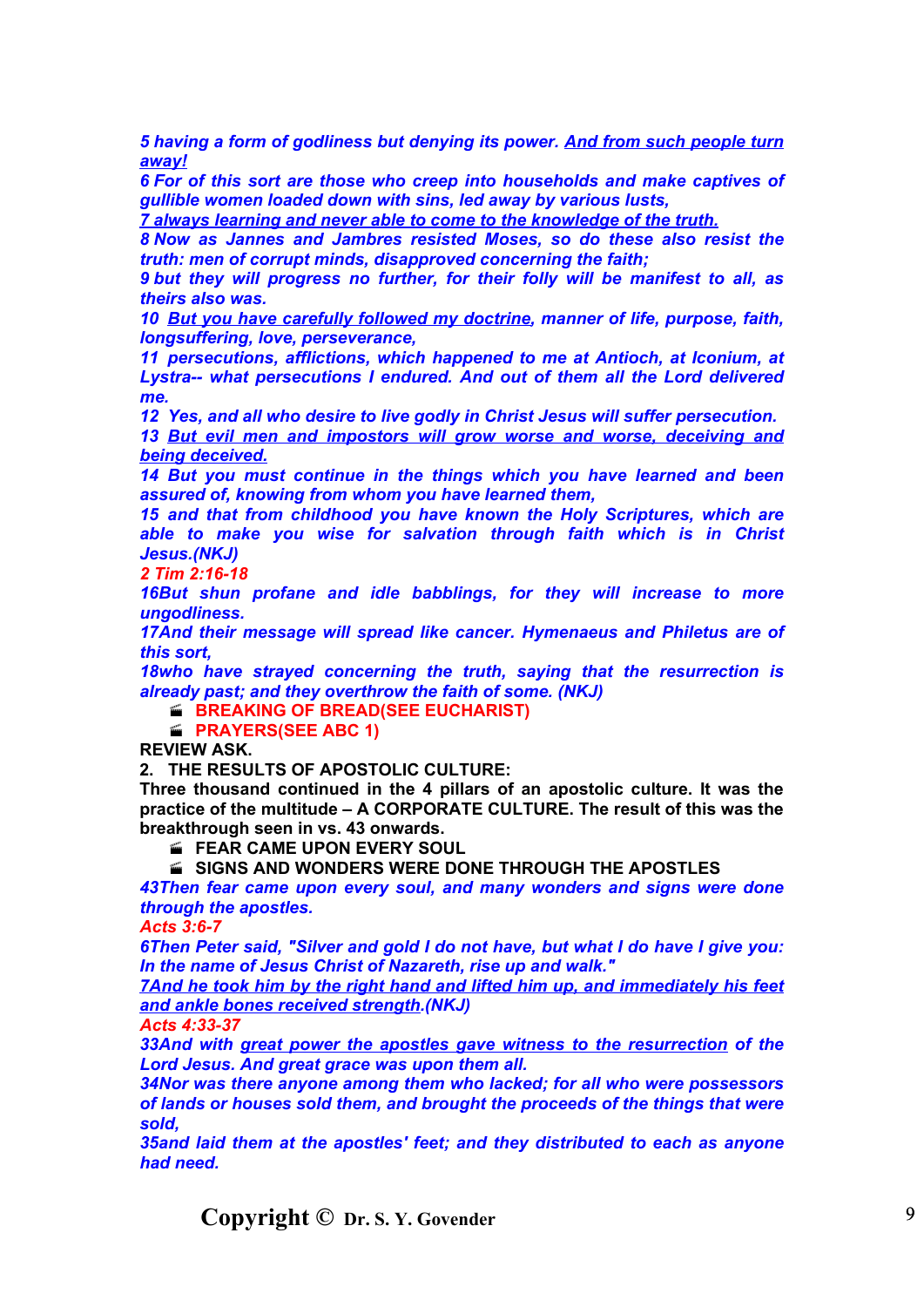*5 having a form of godliness but denying its power. And from such people turn away!*
*6 For of this sort are those who creep into households and make captives of gullible women loaded down with sins, led away by various lusts,*
*7 always learning and never able to come to the knowledge of the truth.*
*8 Now as Jannes and Jambres resisted Moses, so do these also resist the truth: men of corrupt minds, disapproved concerning the faith;*
*9 but they will progress no further, for their folly will be manifest to all, as theirs also was.*
*10 But you have carefully followed my doctrine, manner of life, purpose, faith, longsuffering, love, perseverance,*
*11 persecutions, afflictions, which happened to me at Antioch, at Iconium, at Lystra-- what persecutions I endured. And out of them all the Lord delivered me.*
*12 Yes, and all who desire to live godly in Christ Jesus will suffer persecution.*
*13 But evil men and impostors will grow worse and worse, deceiving and being deceived.*
*14 But you must continue in the things which you have learned and been assured of, knowing from whom you have learned them,*
*15 and that from childhood you have known the Holy Scriptures, which are able to make you wise for salvation through faith which is in Christ Jesus.(NKJ)*

***2 Tim 2:16-18***

*16But shun profane and idle babblings, for they will increase to more ungodliness.*
*17And their message will spread like cancer. Hymenaeus and Philetus are of this sort,*
*18who have strayed concerning the truth, saying that the resurrection is already past; and they overthrow the faith of some. (NKJ)*

- **BREAKING OF BREAD(SEE EUCHARIST)**
- **PRAYERS(SEE ABC 1)**

**REVIEW ASK.**

**2. THE RESULTS OF APOSTOLIC CULTURE:**

**Three thousand continued in the 4 pillars of an apostolic culture. It was the practice of the multitude – A CORPORATE CULTURE. The result of this was the breakthrough seen in vs. 43 onwards.**

- **FEAR CAME UPON EVERY SOUL**
- **SIGNS AND WONDERS WERE DONE THROUGH THE APOSTLES**

*43Then fear came upon every soul, and many wonders and signs were done through the apostles.*

***Acts 3:6-7***

*6Then Peter said, "Silver and gold I do not have, but what I do have I give you: In the name of Jesus Christ of Nazareth, rise up and walk."*
*7And he took him by the right hand and lifted him up, and immediately his feet and ankle bones received strength.(NKJ)*

***Acts 4:33-37***

*33And with great power the apostles gave witness to the resurrection of the Lord Jesus. And great grace was upon them all.*
*34Nor was there anyone among them who lacked; for all who were possessors of lands or houses sold them, and brought the proceeds of the things that were sold,*
*35and laid them at the apostles' feet; and they distributed to each as anyone had need.*

Copyright © Dr. S. Y. Govender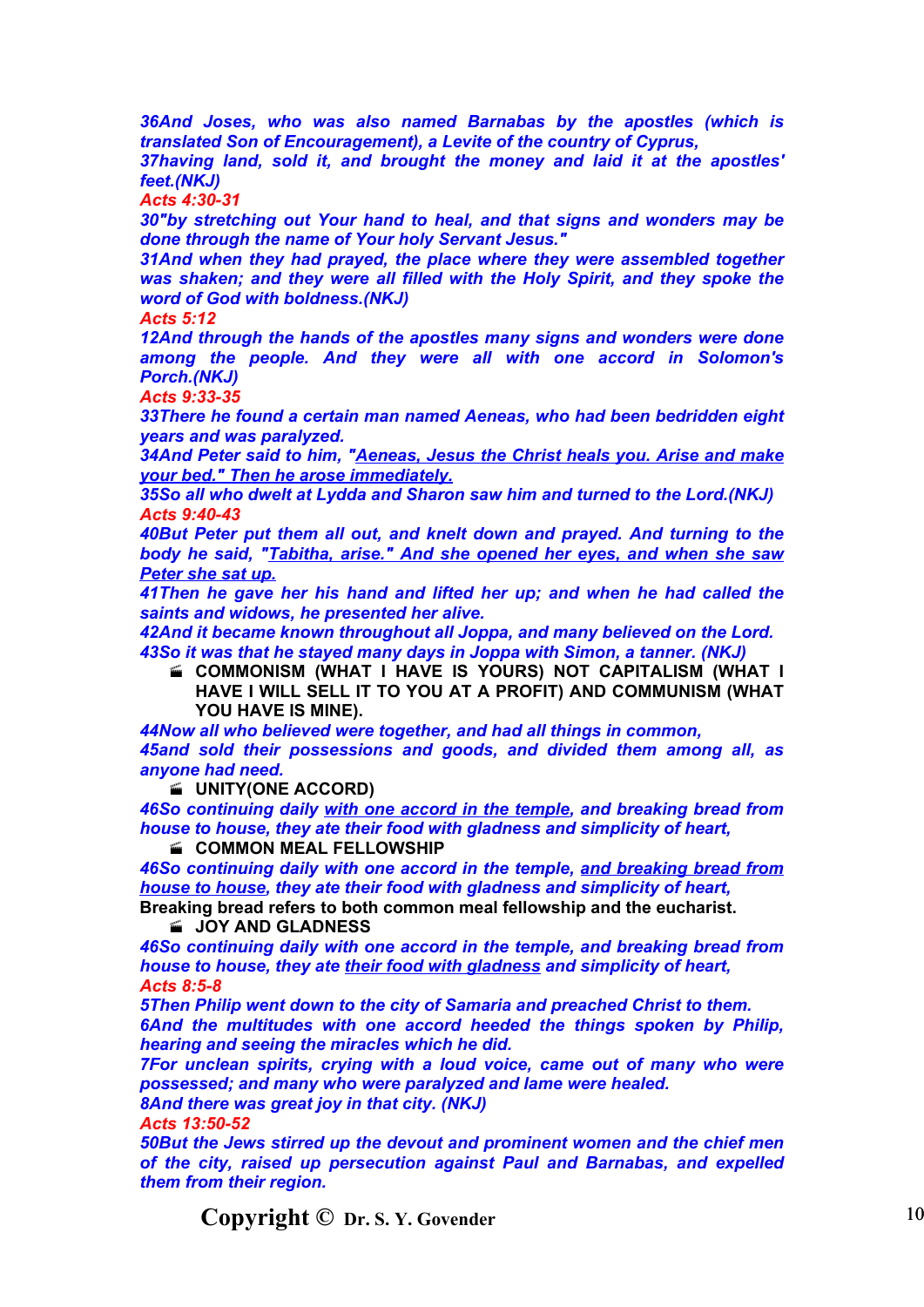*36And Joses, who was also named Barnabas by the apostles (which is translated Son of Encouragement), a Levite of the country of Cyprus,*
*37having land, sold it, and brought the money and laid it at the apostles' feet.(NKJ)*

*Acts 4:30-31*

*30"by stretching out Your hand to heal, and that signs and wonders may be done through the name of Your holy Servant Jesus."*
*31And when they had prayed, the place where they were assembled together was shaken; and they were all filled with the Holy Spirit, and they spoke the word of God with boldness.(NKJ)*

*Acts 5:12*

*12And through the hands of the apostles many signs and wonders were done among the people. And they were all with one accord in Solomon's Porch.(NKJ)*

*Acts 9:33-35*

*33There he found a certain man named Aeneas, who had been bedridden eight years and was paralyzed.*
*34And Peter said to him, "Aeneas, Jesus the Christ heals you. Arise and make your bed." Then he arose immediately.*
*35So all who dwelt at Lydda and Sharon saw him and turned to the Lord.(NKJ)*

*Acts 9:40-43*

*40But Peter put them all out, and knelt down and prayed. And turning to the body he said, "Tabitha, arise." And she opened her eyes, and when she saw Peter she sat up.*
*41Then he gave her his hand and lifted her up; and when he had called the saints and widows, he presented her alive.*
*42And it became known throughout all Joppa, and many believed on the Lord.*
*43So it was that he stayed many days in Joppa with Simon, a tanner. (NKJ)*

- **COMMONISM (WHAT I HAVE IS YOURS) NOT CAPITALISM (WHAT I HAVE I WILL SELL IT TO YOU AT A PROFIT) AND COMMUNISM (WHAT YOU HAVE IS MINE).**

*44Now all who believed were together, and had all things in common,*
*45and sold their possessions and goods, and divided them among all, as anyone had need.*

- **UNITY(ONE ACCORD)**

*46So continuing daily with one accord in the temple, and breaking bread from house to house, they ate their food with gladness and simplicity of heart,*

- **COMMON MEAL FELLOWSHIP**

*46So continuing daily with one accord in the temple, and breaking bread from house to house, they ate their food with gladness and simplicity of heart,*

**Breaking bread refers to both common meal fellowship and the eucharist.**

- **JOY AND GLADNESS**

*46So continuing daily with one accord in the temple, and breaking bread from house to house, they ate their food with gladness and simplicity of heart,*

*Acts 8:5-8*

*5Then Philip went down to the city of Samaria and preached Christ to them.*
*6And the multitudes with one accord heeded the things spoken by Philip, hearing and seeing the miracles which he did.*
*7For unclean spirits, crying with a loud voice, came out of many who were possessed; and many who were paralyzed and lame were healed.*
*8And there was great joy in that city. (NKJ)*

*Acts 13:50-52*

*50But the Jews stirred up the devout and prominent women and the chief men of the city, raised up persecution against Paul and Barnabas, and expelled them from their region.*

**Copyright © Dr. S. Y. Govender**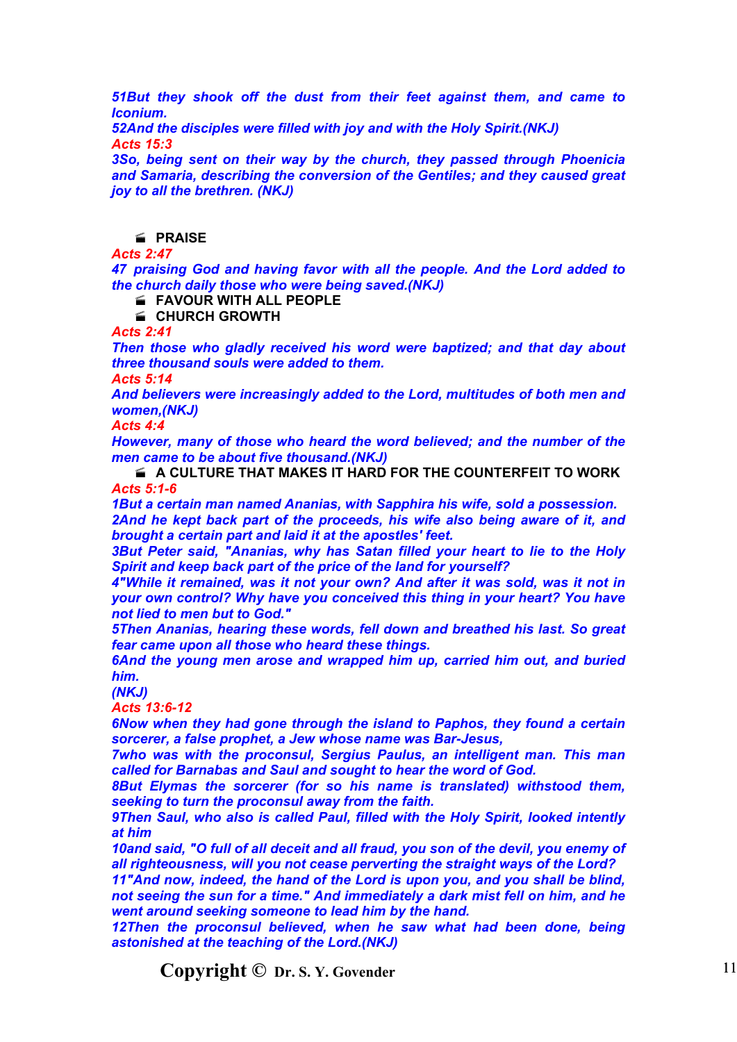*51But they shook off the dust from their feet against them, and came to Iconium.*
*52And the disciples were filled with joy and with the Holy Spirit.(NKJ)*
*Acts 15:3*
*3So, being sent on their way by the church, they passed through Phoenicia and Samaria, describing the conversion of the Gentiles; and they caused great joy to all the brethren. (NKJ)*

- **PRAISE**

*Acts 2:47*
*47 praising God and having favor with all the people. And the Lord added to the church daily those who were being saved.(NKJ)*

- **FAVOUR WITH ALL PEOPLE**
- **CHURCH GROWTH**

*Acts 2:41*
*Then those who gladly received his word were baptized; and that day about three thousand souls were added to them.*
*Acts 5:14*
*And believers were increasingly added to the Lord, multitudes of both men and women,(NKJ)*
*Acts 4:4*
*However, many of those who heard the word believed; and the number of the men came to be about five thousand.(NKJ)*

- **A CULTURE THAT MAKES IT HARD FOR THE COUNTERFEIT TO WORK**

*Acts 5:1-6*
*1But a certain man named Ananias, with Sapphira his wife, sold a possession.*
*2And he kept back part of the proceeds, his wife also being aware of it, and brought a certain part and laid it at the apostles' feet.*
*3But Peter said, "Ananias, why has Satan filled your heart to lie to the Holy Spirit and keep back part of the price of the land for yourself?*
*4"While it remained, was it not your own? And after it was sold, was it not in your own control? Why have you conceived this thing in your heart? You have not lied to men but to God."*
*5Then Ananias, hearing these words, fell down and breathed his last. So great fear came upon all those who heard these things.*
*6And the young men arose and wrapped him up, carried him out, and buried him.*
*(NKJ)*
*Acts 13:6-12*
*6Now when they had gone through the island to Paphos, they found a certain sorcerer, a false prophet, a Jew whose name was Bar-Jesus,*
*7who was with the proconsul, Sergius Paulus, an intelligent man. This man called for Barnabas and Saul and sought to hear the word of God.*
*8But Elymas the sorcerer (for so his name is translated) withstood them, seeking to turn the proconsul away from the faith.*
*9Then Saul, who also is called Paul, filled with the Holy Spirit, looked intently at him*
*10and said, "O full of all deceit and all fraud, you son of the devil, you enemy of all righteousness, will you not cease perverting the straight ways of the Lord?*
*11"And now, indeed, the hand of the Lord is upon you, and you shall be blind, not seeing the sun for a time." And immediately a dark mist fell on him, and he went around seeking someone to lead him by the hand.*
*12Then the proconsul believed, when he saw what had been done, being astonished at the teaching of the Lord.(NKJ)*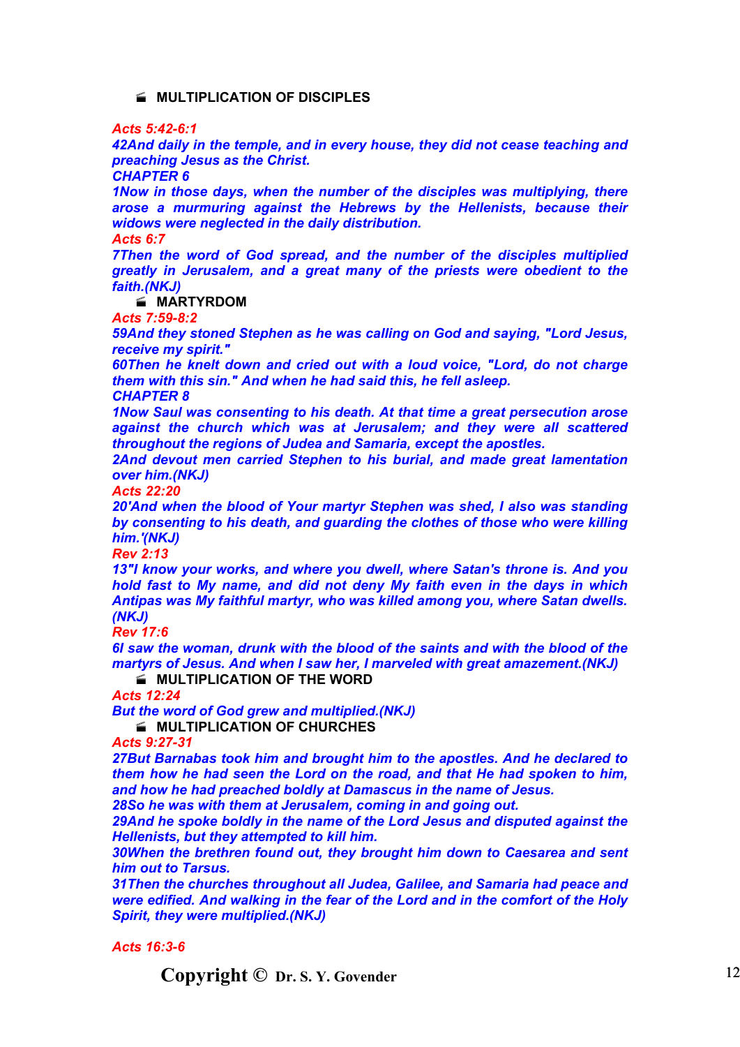- **MULTIPLICATION OF DISCIPLES**

*Acts 5:42-6:1*

***42And daily in the temple, and in every house, they did not cease teaching and preaching Jesus as the Christ.***

***CHAPTER 6***

***1Now in those days, when the number of the disciples was multiplying, there arose a murmuring against the Hebrews by the Hellenists, because their widows were neglected in the daily distribution.***

*Acts 6:7*

***7Then the word of God spread, and the number of the disciples multiplied greatly in Jerusalem, and a great many of the priests were obedient to the faith.(NKJ)***

- **MARTYRDOM**

*Acts 7:59-8:2*

***59And they stoned Stephen as he was calling on God and saying, "Lord Jesus, receive my spirit."***

***60Then he knelt down and cried out with a loud voice, "Lord, do not charge them with this sin." And when he had said this, he fell asleep.***

***CHAPTER 8***

***1Now Saul was consenting to his death. At that time a great persecution arose against the church which was at Jerusalem; and they were all scattered throughout the regions of Judea and Samaria, except the apostles.***

***2And devout men carried Stephen to his burial, and made great lamentation over him.(NKJ)***

*Acts 22:20*

***20'And when the blood of Your martyr Stephen was shed, I also was standing by consenting to his death, and guarding the clothes of those who were killing him.'(NKJ)***

*Rev 2:13*

***13"I know your works, and where you dwell, where Satan's throne is. And you hold fast to My name, and did not deny My faith even in the days in which Antipas was My faithful martyr, who was killed among you, where Satan dwells. (NKJ)***

*Rev 17:6*

***6I saw the woman, drunk with the blood of the saints and with the blood of the martyrs of Jesus. And when I saw her, I marveled with great amazement.(NKJ)***

- **MULTIPLICATION OF THE WORD**

*Acts 12:24*

***But the word of God grew and multiplied.(NKJ)***

- **MULTIPLICATION OF CHURCHES**

*Acts 9:27-31*

***27But Barnabas took him and brought him to the apostles. And he declared to them how he had seen the Lord on the road, and that He had spoken to him, and how he had preached boldly at Damascus in the name of Jesus.***

***28So he was with them at Jerusalem, coming in and going out.***

***29And he spoke boldly in the name of the Lord Jesus and disputed against the Hellenists, but they attempted to kill him.***

***30When the brethren found out, they brought him down to Caesarea and sent him out to Tarsus.***

***31Then the churches throughout all Judea, Galilee, and Samaria had peace and were edified. And walking in the fear of the Lord and in the comfort of the Holy Spirit, they were multiplied.(NKJ)***

*Acts 16:3-6*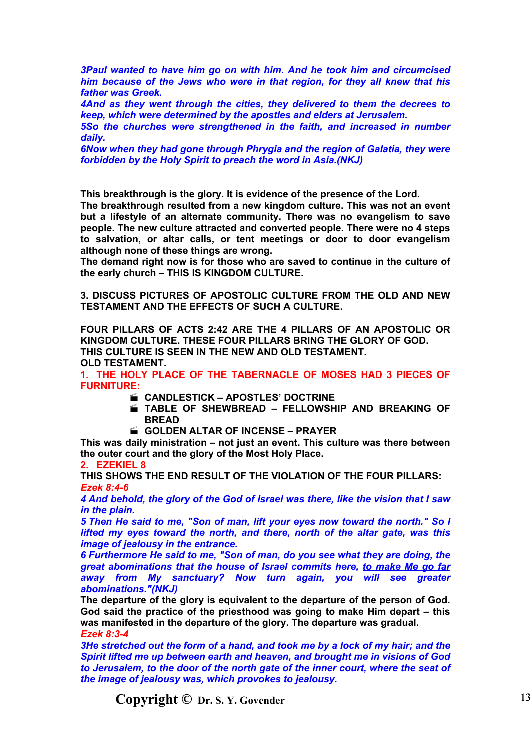*3Paul wanted to have him go on with him. And he took him and circumcised him because of the Jews who were in that region, for they all knew that his father was Greek.*
*4And as they went through the cities, they delivered to them the decrees to keep, which were determined by the apostles and elders at Jerusalem.*
*5So the churches were strengthened in the faith, and increased in number daily.*
*6Now when they had gone through Phrygia and the region of Galatia, they were forbidden by the Holy Spirit to preach the word in Asia.(NKJ)*

**This breakthrough is the glory. It is evidence of the presence of the Lord.**
**The breakthrough resulted from a new kingdom culture. This was not an event but a lifestyle of an alternate community. There was no evangelism to save people. The new culture attracted and converted people. There were no 4 steps to salvation, or altar calls, or tent meetings or door to door evangelism although none of these things are wrong.**
**The demand right now is for those who are saved to continue in the culture of the early church – THIS IS KINGDOM CULTURE.**

**3. DISCUSS PICTURES OF APOSTOLIC CULTURE FROM THE OLD AND NEW TESTAMENT AND THE EFFECTS OF SUCH A CULTURE.**

**FOUR PILLARS OF ACTS 2:42 ARE THE 4 PILLARS OF AN APOSTOLIC OR KINGDOM CULTURE. THESE FOUR PILLARS BRING THE GLORY OF GOD.**
**THIS CULTURE IS SEEN IN THE NEW AND OLD TESTAMENT.**
**OLD TESTAMENT.**

**1. THE HOLY PLACE OF THE TABERNACLE OF MOSES HAD 3 PIECES OF FURNITURE:**

- **CANDLESTICK – APOSTLES' DOCTRINE**
- **TABLE OF SHEWBREAD – FELLOWSHIP AND BREAKING OF BREAD**
- **GOLDEN ALTAR OF INCENSE – PRAYER**

**This was daily ministration – not just an event. This culture was there between the outer court and the glory of the Most Holy Place.**

**2. EZEKIEL 8**

**THIS SHOWS THE END RESULT OF THE VIOLATION OF THE FOUR PILLARS:**

*Ezek 8:4-6*
*4 And behold, the glory of the God of Israel was there, like the vision that I saw in the plain.*
*5 Then He said to me, "Son of man, lift your eyes now toward the north." So I lifted my eyes toward the north, and there, north of the altar gate, was this image of jealousy in the entrance.*
*6 Furthermore He said to me, "Son of man, do you see what they are doing, the great abominations that the house of Israel commits here, to make Me go far away from My sanctuary? Now turn again, you will see greater abominations."(NKJ)*

**The departure of the glory is equivalent to the departure of the person of God. God said the practice of the priesthood was going to make Him depart – this was manifested in the departure of the glory. The departure was gradual.**

*Ezek 8:3-4*
*3He stretched out the form of a hand, and took me by a lock of my hair; and the Spirit lifted me up between earth and heaven, and brought me in visions of God to Jerusalem, to the door of the north gate of the inner court, where the seat of the image of jealousy was, which provokes to jealousy.*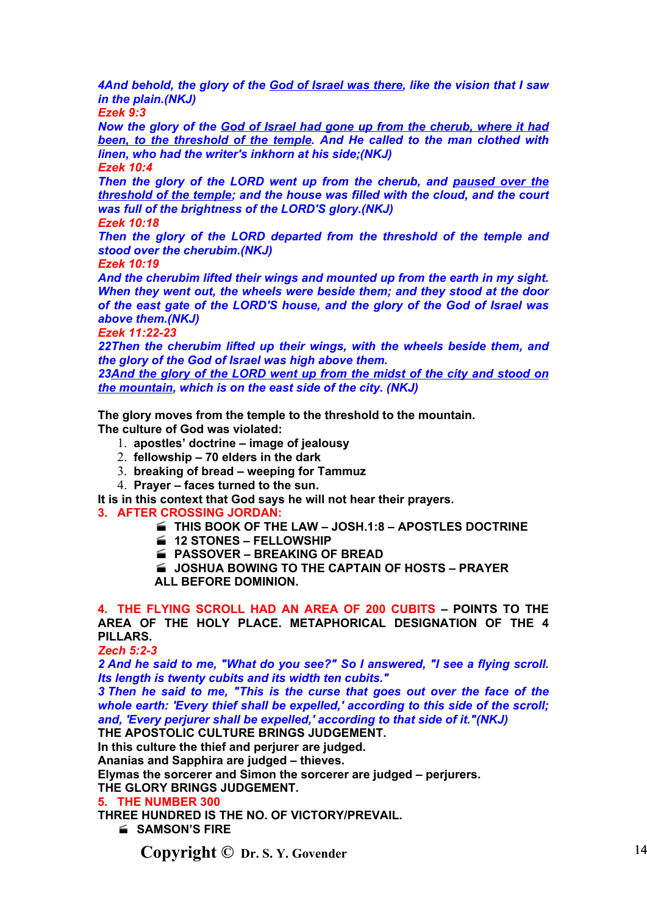*4And behold, the glory of the <u>God of Israel was there</u>, like the vision that I saw in the plain.(NKJ)*

*Ezek 9:3*

*Now the glory of the <u>God of Israel had gone up from the cherub, where it had been, to the threshold of the temple</u>. And He called to the man clothed with linen, who had the writer's inkhorn at his side;(NKJ)*

*Ezek 10:4*

*Then the glory of the LORD went up from the cherub, and <u>paused over the threshold of the temple</u>; and the house was filled with the cloud, and the court was full of the brightness of the LORD'S glory.(NKJ)*

*Ezek 10:18*

*Then the glory of the LORD departed from the threshold of the temple and stood over the cherubim.(NKJ)*

*Ezek 10:19*

*And the cherubim lifted their wings and mounted up from the earth in my sight. When they went out, the wheels were beside them; and they stood at the door of the east gate of the LORD'S house, and the glory of the God of Israel was above them.(NKJ)*

*Ezek 11:22-23*

*22Then the cherubim lifted up their wings, with the wheels beside them, and the glory of the God of Israel was high above them.*

*23<u>And the glory of the LORD went up from the midst of the city and stood on the mountain</u>, which is on the east side of the city. (NKJ)*

**The glory moves from the temple to the threshold to the mountain.**

**The culture of God was violated:**

1. **apostles' doctrine – image of jealousy**
2. **fellowship – 70 elders in the dark**
3. **breaking of bread – weeping for Tammuz**
4. **Prayer – faces turned to the sun.**

**It is in this context that God says he will not hear their prayers.**

**3. AFTER CROSSING JORDAN:**

- **THIS BOOK OF THE LAW – JOSH.1:8 – APOSTLES DOCTRINE**
- **12 STONES – FELLOWSHIP**
- **PASSOVER – BREAKING OF BREAD**
- **JOSHUA BOWING TO THE CAPTAIN OF HOSTS – PRAYER**

**ALL BEFORE DOMINION.**

**4. THE FLYING SCROLL HAD AN AREA OF 200 CUBITS – POINTS TO THE AREA OF THE HOLY PLACE. METAPHORICAL DESIGNATION OF THE 4 PILLARS.**

*Zech 5:2-3*

*2 And he said to me, "What do you see?" So I answered, "I see a flying scroll. Its length is twenty cubits and its width ten cubits."*

*3 Then he said to me, "This is the curse that goes out over the face of the whole earth: 'Every thief shall be expelled,' according to this side of the scroll; and, 'Every perjurer shall be expelled,' according to that side of it."(NKJ)*

**THE APOSTOLIC CULTURE BRINGS JUDGEMENT.**

**In this culture the thief and perjurer are judged.**

**Ananias and Sapphira are judged – thieves.**

**Elymas the sorcerer and Simon the sorcerer are judged – perjurers.**

**THE GLORY BRINGS JUDGEMENT.**

**5. THE NUMBER 300**

**THREE HUNDRED IS THE NO. OF VICTORY/PREVAIL.**

- **SAMSON'S FIRE**

Copyright © Dr. S. Y. Govender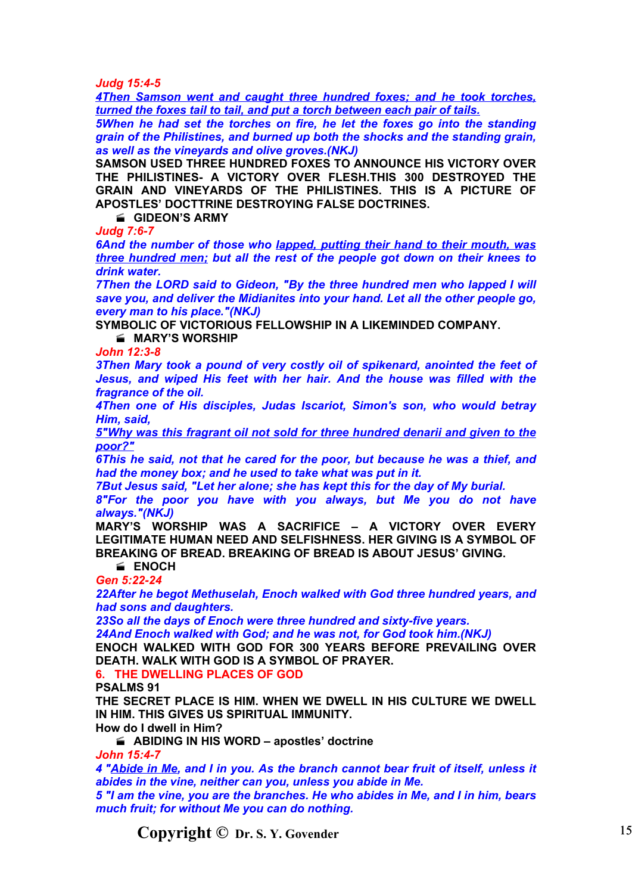*Judg 15:4-5*

*4Then Samson went and caught three hundred foxes; and he took torches, turned the foxes tail to tail, and put a torch between each pair of tails.*

*5When he had set the torches on fire, he let the foxes go into the standing grain of the Philistines, and burned up both the shocks and the standing grain, as well as the vineyards and olive groves.(NKJ)*

**SAMSON USED THREE HUNDRED FOXES TO ANNOUNCE HIS VICTORY OVER THE PHILISTINES- A VICTORY OVER FLESH.THIS 300 DESTROYED THE GRAIN AND VINEYARDS OF THE PHILISTINES. THIS IS A PICTURE OF APOSTLES' DOCTTRINE DESTROYING FALSE DOCTRINES.**

- **GIDEON'S ARMY**

*Judg 7:6-7*

*6And the number of those who lapped, putting their hand to their mouth, was three hundred men; but all the rest of the people got down on their knees to drink water.*

*7Then the LORD said to Gideon, "By the three hundred men who lapped I will save you, and deliver the Midianites into your hand. Let all the other people go, every man to his place."(NKJ)*

**SYMBOLIC OF VICTORIOUS FELLOWSHIP IN A LIKEMINDED COMPANY.**

- **MARY'S WORSHIP**

*John 12:3-8*

*3Then Mary took a pound of very costly oil of spikenard, anointed the feet of Jesus, and wiped His feet with her hair. And the house was filled with the fragrance of the oil.*

*4Then one of His disciples, Judas Iscariot, Simon's son, who would betray Him, said,*

*5"Why was this fragrant oil not sold for three hundred denarii and given to the poor?"*

*6This he said, not that he cared for the poor, but because he was a thief, and had the money box; and he used to take what was put in it.*

*7But Jesus said, "Let her alone; she has kept this for the day of My burial.*

*8"For the poor you have with you always, but Me you do not have always."(NKJ)*

**MARY'S WORSHIP WAS A SACRIFICE – A VICTORY OVER EVERY LEGITIMATE HUMAN NEED AND SELFISHNESS. HER GIVING IS A SYMBOL OF BREAKING OF BREAD. BREAKING OF BREAD IS ABOUT JESUS' GIVING.**

- **ENOCH**

*Gen 5:22-24*

*22After he begot Methuselah, Enoch walked with God three hundred years, and had sons and daughters.*

*23So all the days of Enoch were three hundred and sixty-five years.*

*24And Enoch walked with God; and he was not, for God took him.(NKJ)*

**ENOCH WALKED WITH GOD FOR 300 YEARS BEFORE PREVAILING OVER DEATH. WALK WITH GOD IS A SYMBOL OF PRAYER.**

## 6. THE DWELLING PLACES OF GOD

**PSALMS 91**

**THE SECRET PLACE IS HIM. WHEN WE DWELL IN HIS CULTURE WE DWELL IN HIM. THIS GIVES US SPIRITUAL IMMUNITY.**

**How do I dwell in Him?**

- **ABIDING IN HIS WORD – apostles' doctrine**

*John 15:4-7*

*4 "Abide in Me, and I in you. As the branch cannot bear fruit of itself, unless it abides in the vine, neither can you, unless you abide in Me.*

*5 "I am the vine, you are the branches. He who abides in Me, and I in him, bears much fruit; for without Me you can do nothing.*

**Copyright © Dr. S. Y. Govender**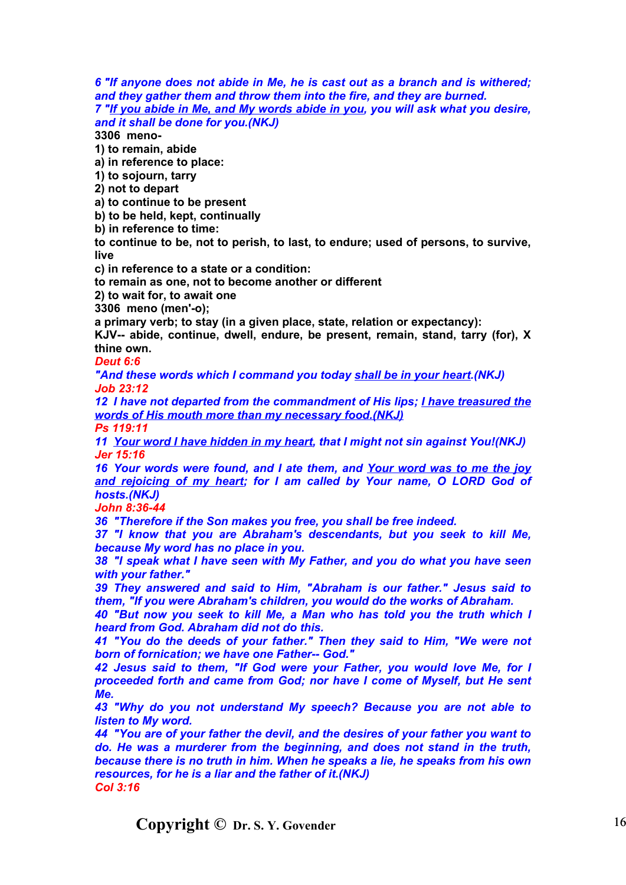*6 "If anyone does not abide in Me, he is cast out as a branch and is withered; and they gather them and throw them into the fire, and they are burned.*
*7 "<u>If you abide in Me, and My words abide in you</u>, you will ask what you desire, and it shall be done for you.(NKJ)*

**3306 meno-**
**1) to remain, abide**
**a) in reference to place:**
**1) to sojourn, tarry**
**2) not to depart**
**a) to continue to be present**
**b) to be held, kept, continually**
**b) in reference to time:**
**to continue to be, not to perish, to last, to endure; used of persons, to survive, live**
**c) in reference to a state or a condition:**
**to remain as one, not to become another or different**
**2) to wait for, to await one**
**3306 meno (men'-o);**
**a primary verb; to stay (in a given place, state, relation or expectancy):**
**KJV-- abide, continue, dwell, endure, be present, remain, stand, tarry (for), X thine own.**

*Deut 6:6*
*"And these words which I command you today <u>shall be in your heart</u>.(NKJ)*

*Job 23:12*
*12 I have not departed from the commandment of His lips; <u>I have treasured the words of His mouth more than my necessary food.(NKJ)</u>*

*Ps 119:11*
*11 <u>Your word I have hidden in my heart</u>, that I might not sin against You!(NKJ)*

*Jer 15:16*
*16 Your words were found, and I ate them, and <u>Your word was to me the joy and rejoicing of my heart</u>; for I am called by Your name, O LORD God of hosts.(NKJ)*

*John 8:36-44*
*36 "Therefore if the Son makes you free, you shall be free indeed.*
*37 "I know that you are Abraham's descendants, but you seek to kill Me, because My word has no place in you.*
*38 "I speak what I have seen with My Father, and you do what you have seen with your father."*
*39 They answered and said to Him, "Abraham is our father." Jesus said to them, "If you were Abraham's children, you would do the works of Abraham.*
*40 "But now you seek to kill Me, a Man who has told you the truth which I heard from God. Abraham did not do this.*
*41 "You do the deeds of your father." Then they said to Him, "We were not born of fornication; we have one Father-- God."*
*42 Jesus said to them, "If God were your Father, you would love Me, for I proceeded forth and came from God; nor have I come of Myself, but He sent Me.*
*43 "Why do you not understand My speech? Because you are not able to listen to My word.*
*44 "You are of your father the devil, and the desires of your father you want to do. He was a murderer from the beginning, and does not stand in the truth, because there is no truth in him. When he speaks a lie, he speaks from his own resources, for he is a liar and the father of it.(NKJ)*

*Col 3:16*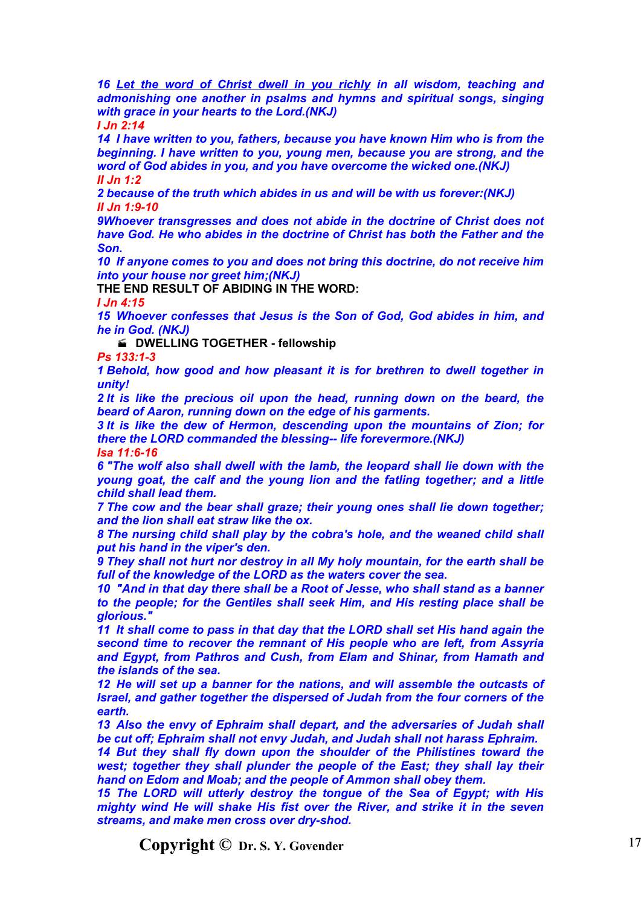*16 Let the word of Christ dwell in you richly in all wisdom, teaching and admonishing one another in psalms and hymns and spiritual songs, singing with grace in your hearts to the Lord.(NKJ)*

*I Jn 2:14*

*14 I have written to you, fathers, because you have known Him who is from the beginning. I have written to you, young men, because you are strong, and the word of God abides in you, and you have overcome the wicked one.(NKJ)*

*II Jn 1:2*

*2 because of the truth which abides in us and will be with us forever:(NKJ)*

*II Jn 1:9-10*

*9Whoever transgresses and does not abide in the doctrine of Christ does not have God. He who abides in the doctrine of Christ has both the Father and the Son.*

*10 If anyone comes to you and does not bring this doctrine, do not receive him into your house nor greet him;(NKJ)*

**THE END RESULT OF ABIDING IN THE WORD:**

*I Jn 4:15*

*15 Whoever confesses that Jesus is the Son of God, God abides in him, and he in God. (NKJ)*

- **DWELLING TOGETHER - fellowship**

*Ps 133:1-3*

*1 Behold, how good and how pleasant it is for brethren to dwell together in unity!*

*2 It is like the precious oil upon the head, running down on the beard, the beard of Aaron, running down on the edge of his garments.*

*3 It is like the dew of Hermon, descending upon the mountains of Zion; for there the LORD commanded the blessing-- life forevermore.(NKJ)*

*Isa 11:6-16*

*6 "The wolf also shall dwell with the lamb, the leopard shall lie down with the young goat, the calf and the young lion and the fatling together; and a little child shall lead them.*

*7 The cow and the bear shall graze; their young ones shall lie down together; and the lion shall eat straw like the ox.*

*8 The nursing child shall play by the cobra's hole, and the weaned child shall put his hand in the viper's den.*

*9 They shall not hurt nor destroy in all My holy mountain, for the earth shall be full of the knowledge of the LORD as the waters cover the sea.*

*10 "And in that day there shall be a Root of Jesse, who shall stand as a banner to the people; for the Gentiles shall seek Him, and His resting place shall be glorious."*

*11 It shall come to pass in that day that the LORD shall set His hand again the second time to recover the remnant of His people who are left, from Assyria and Egypt, from Pathros and Cush, from Elam and Shinar, from Hamath and the islands of the sea.*

*12 He will set up a banner for the nations, and will assemble the outcasts of Israel, and gather together the dispersed of Judah from the four corners of the earth.*

*13 Also the envy of Ephraim shall depart, and the adversaries of Judah shall be cut off; Ephraim shall not envy Judah, and Judah shall not harass Ephraim.*

*14 But they shall fly down upon the shoulder of the Philistines toward the west; together they shall plunder the people of the East; they shall lay their hand on Edom and Moab; and the people of Ammon shall obey them.*

*15 The LORD will utterly destroy the tongue of the Sea of Egypt; with His mighty wind He will shake His fist over the River, and strike it in the seven streams, and make men cross over dry-shod.*

**Copyright © Dr. S. Y. Govender**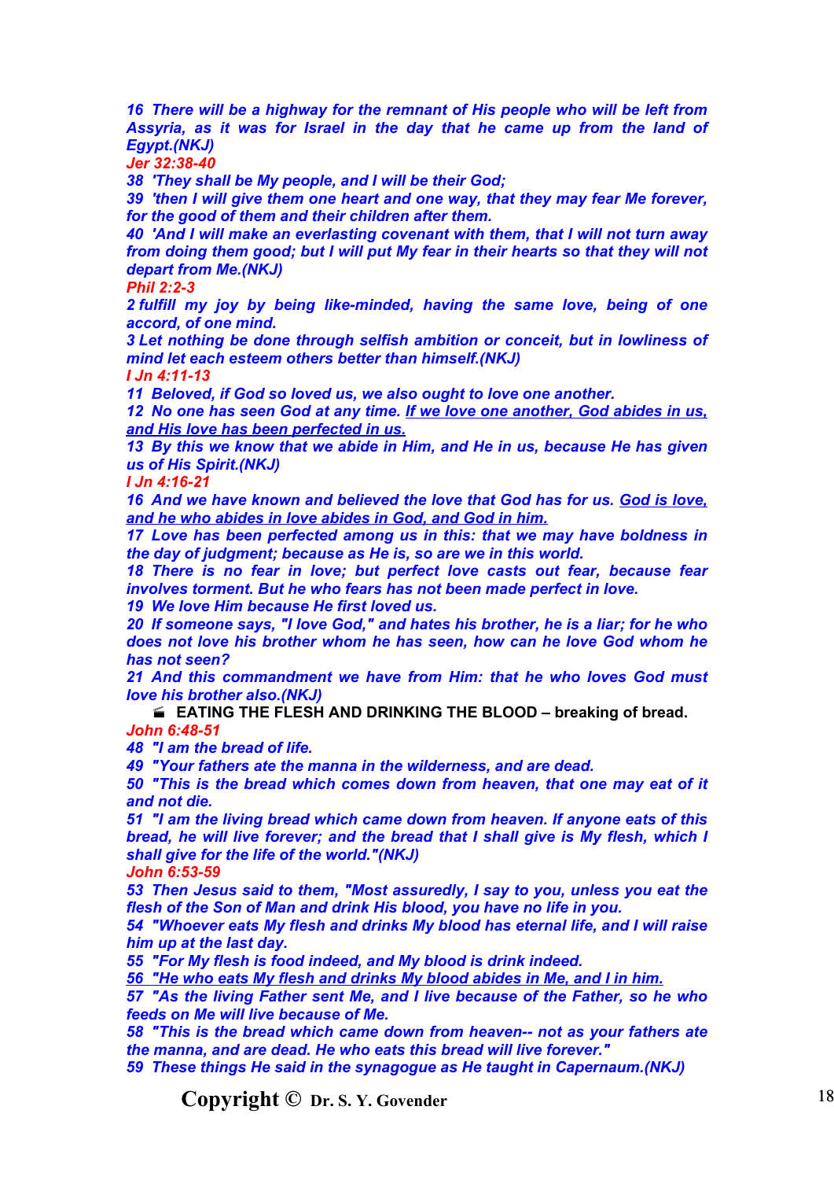*16 There will be a highway for the remnant of His people who will be left from Assyria, as it was for Israel in the day that he came up from the land of Egypt.(NKJ)*

*Jer 32:38-40*

*38 'They shall be My people, and I will be their God;*

*39 'then I will give them one heart and one way, that they may fear Me forever, for the good of them and their children after them.*

*40 'And I will make an everlasting covenant with them, that I will not turn away from doing them good; but I will put My fear in their hearts so that they will not depart from Me.(NKJ)*

*Phil 2:2-3*

*2 fulfill my joy by being like-minded, having the same love, being of one accord, of one mind.*

*3 Let nothing be done through selfish ambition or conceit, but in lowliness of mind let each esteem others better than himself.(NKJ)*

*I Jn 4:11-13*

*11 Beloved, if God so loved us, we also ought to love one another.*

*12 No one has seen God at any time. <u>If we love one another, God abides in us, and His love has been perfected in us.</u>*

*13 By this we know that we abide in Him, and He in us, because He has given us of His Spirit.(NKJ)*

*I Jn 4:16-21*

*16 And we have known and believed the love that God has for us. <u>God is love, and he who abides in love abides in God, and God in him.</u>*

*17 Love has been perfected among us in this: that we may have boldness in the day of judgment; because as He is, so are we in this world.*

*18 There is no fear in love; but perfect love casts out fear, because fear involves torment. But he who fears has not been made perfect in love.*

*19 We love Him because He first loved us.*

*20 If someone says, "I love God," and hates his brother, he is a liar; for he who does not love his brother whom he has seen, how can he love God whom he has not seen?*

*21 And this commandment we have from Him: that he who loves God must love his brother also.(NKJ)*

- **EATING THE FLESH AND DRINKING THE BLOOD – breaking of bread.**

*John 6:48-51*

*48 "I am the bread of life.*

*49 "Your fathers ate the manna in the wilderness, and are dead.*

*50 "This is the bread which comes down from heaven, that one may eat of it and not die.*

*51 "I am the living bread which came down from heaven. If anyone eats of this bread, he will live forever; and the bread that I shall give is My flesh, which I shall give for the life of the world."(NKJ)*

*John 6:53-59*

*53 Then Jesus said to them, "Most assuredly, I say to you, unless you eat the flesh of the Son of Man and drink His blood, you have no life in you.*

*54 "Whoever eats My flesh and drinks My blood has eternal life, and I will raise him up at the last day.*

*55 "For My flesh is food indeed, and My blood is drink indeed.*

*<u>56 "He who eats My flesh and drinks My blood abides in Me, and I in him.</u>*

*57 "As the living Father sent Me, and I live because of the Father, so he who feeds on Me will live because of Me.*

*58 "This is the bread which came down from heaven-- not as your fathers ate the manna, and are dead. He who eats this bread will live forever."*

*59 These things He said in the synagogue as He taught in Capernaum.(NKJ)*

**Copyright © Dr. S. Y. Govender**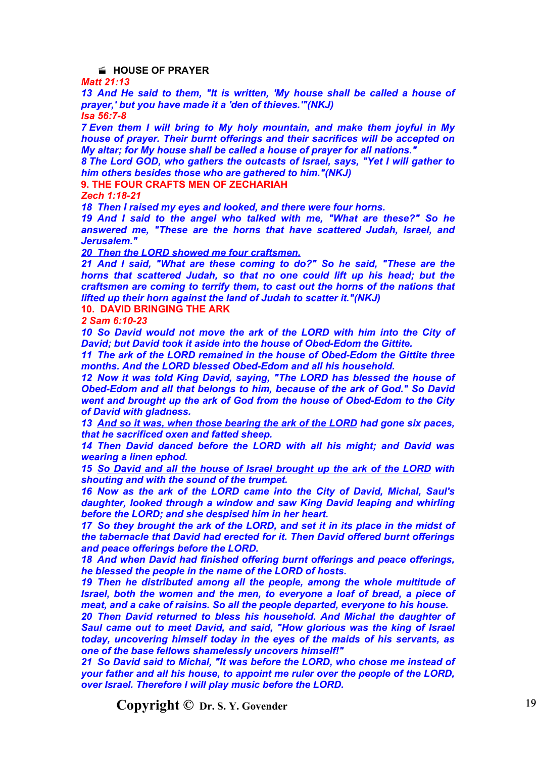### HOUSE OF PRAYER

*Matt 21:13*

***13 And He said to them, "It is written, 'My house shall be called a house of prayer,' but you have made it a 'den of thieves.'"(NKJ)***

*Isa 56:7-8*

***7 Even them I will bring to My holy mountain, and make them joyful in My house of prayer. Their burnt offerings and their sacrifices will be accepted on My altar; for My house shall be called a house of prayer for all nations."***

***8 The Lord GOD, who gathers the outcasts of Israel, says, "Yet I will gather to him others besides those who are gathered to him."(NKJ)***

## 9. THE FOUR CRAFTS MEN OF ZECHARIAH

*Zech 1:18-21*

***18 Then I raised my eyes and looked, and there were four horns.***

***19 And I said to the angel who talked with me, "What are these?" So he answered me, "These are the horns that have scattered Judah, Israel, and Jerusalem."***

***<u>20 Then the LORD showed me four craftsmen.</u>***

***21 And I said, "What are these coming to do?" So he said, "These are the horns that scattered Judah, so that no one could lift up his head; but the craftsmen are coming to terrify them, to cast out the horns of the nations that lifted up their horn against the land of Judah to scatter it."(NKJ)***

## 10. DAVID BRINGING THE ARK

*2 Sam 6:10-23*

***10 So David would not move the ark of the LORD with him into the City of David; but David took it aside into the house of Obed-Edom the Gittite.***

***11 The ark of the LORD remained in the house of Obed-Edom the Gittite three months. And the LORD blessed Obed-Edom and all his household.***

***12 Now it was told King David, saying, "The LORD has blessed the house of Obed-Edom and all that belongs to him, because of the ark of God." So David went and brought up the ark of God from the house of Obed-Edom to the City of David with gladness.***

***13 <u>And so it was, when those bearing the ark of the LORD</u> had gone six paces, that he sacrificed oxen and fatted sheep.***

***14 Then David danced before the LORD with all his might; and David was wearing a linen ephod.***

***15 <u>So David and all the house of Israel brought up the ark of the LORD</u> with shouting and with the sound of the trumpet.***

***16 Now as the ark of the LORD came into the City of David, Michal, Saul's daughter, looked through a window and saw King David leaping and whirling before the LORD; and she despised him in her heart.***

***17 So they brought the ark of the LORD, and set it in its place in the midst of the tabernacle that David had erected for it. Then David offered burnt offerings and peace offerings before the LORD.***

***18 And when David had finished offering burnt offerings and peace offerings, he blessed the people in the name of the LORD of hosts.***

***19 Then he distributed among all the people, among the whole multitude of Israel, both the women and the men, to everyone a loaf of bread, a piece of meat, and a cake of raisins. So all the people departed, everyone to his house.***

***20 Then David returned to bless his household. And Michal the daughter of Saul came out to meet David, and said, "How glorious was the king of Israel today, uncovering himself today in the eyes of the maids of his servants, as one of the base fellows shamelessly uncovers himself!"***

***21 So David said to Michal, "It was before the LORD, who chose me instead of your father and all his house, to appoint me ruler over the people of the LORD, over Israel. Therefore I will play music before the LORD.***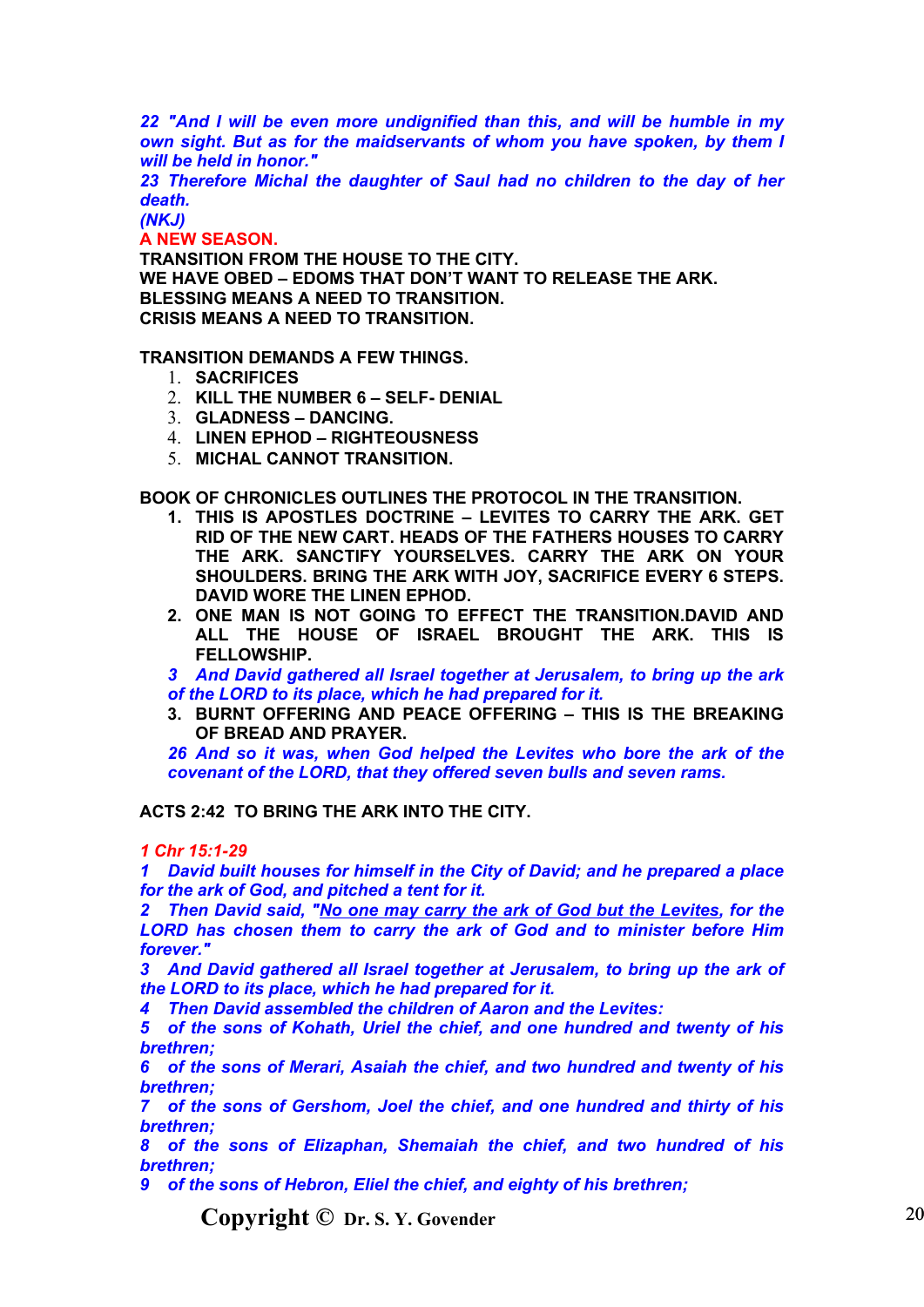*22 "And I will be even more undignified than this, and will be humble in my own sight. But as for the maidservants of whom you have spoken, by them I will be held in honor."*
*23 Therefore Michal the daughter of Saul had no children to the day of her death.*
*(NKJ)*

**A NEW SEASON.**

**TRANSITION FROM THE HOUSE TO THE CITY.**
**WE HAVE OBED – EDOMS THAT DON'T WANT TO RELEASE THE ARK.**
**BLESSING MEANS A NEED TO TRANSITION.**
**CRISIS MEANS A NEED TO TRANSITION.**

**TRANSITION DEMANDS A FEW THINGS.**

1. **SACRIFICES**
2. **KILL THE NUMBER 6 – SELF- DENIAL**
3. **GLADNESS – DANCING.**
4. **LINEN EPHOD – RIGHTEOUSNESS**
5. **MICHAL CANNOT TRANSITION.**

**BOOK OF CHRONICLES OUTLINES THE PROTOCOL IN THE TRANSITION.**

1. **THIS IS APOSTLES DOCTRINE – LEVITES TO CARRY THE ARK. GET RID OF THE NEW CART. HEADS OF THE FATHERS HOUSES TO CARRY THE ARK. SANCTIFY YOURSELVES. CARRY THE ARK ON YOUR SHOULDERS. BRING THE ARK WITH JOY, SACRIFICE EVERY 6 STEPS. DAVID WORE THE LINEN EPHOD.**
2. **ONE MAN IS NOT GOING TO EFFECT THE TRANSITION.DAVID AND ALL THE HOUSE OF ISRAEL BROUGHT THE ARK. THIS IS FELLOWSHIP.**

   *3 And David gathered all Israel together at Jerusalem, to bring up the ark of the LORD to its place, which he had prepared for it.*
3. **BURNT OFFERING AND PEACE OFFERING – THIS IS THE BREAKING OF BREAD AND PRAYER.**

   *26 And so it was, when God helped the Levites who bore the ark of the covenant of the LORD, that they offered seven bulls and seven rams.*

**ACTS 2:42 TO BRING THE ARK INTO THE CITY.**

*1 Chr 15:1-29*
*1 David built houses for himself in the City of David; and he prepared a place for the ark of God, and pitched a tent for it.*
*2 Then David said, "<u>No one may carry the ark of God but the Levites</u>, for the LORD has chosen them to carry the ark of God and to minister before Him forever."*
*3 And David gathered all Israel together at Jerusalem, to bring up the ark of the LORD to its place, which he had prepared for it.*
*4 Then David assembled the children of Aaron and the Levites:*
*5 of the sons of Kohath, Uriel the chief, and one hundred and twenty of his brethren;*
*6 of the sons of Merari, Asaiah the chief, and two hundred and twenty of his brethren;*
*7 of the sons of Gershom, Joel the chief, and one hundred and thirty of his brethren;*
*8 of the sons of Elizaphan, Shemaiah the chief, and two hundred of his brethren;*
*9 of the sons of Hebron, Eliel the chief, and eighty of his brethren;*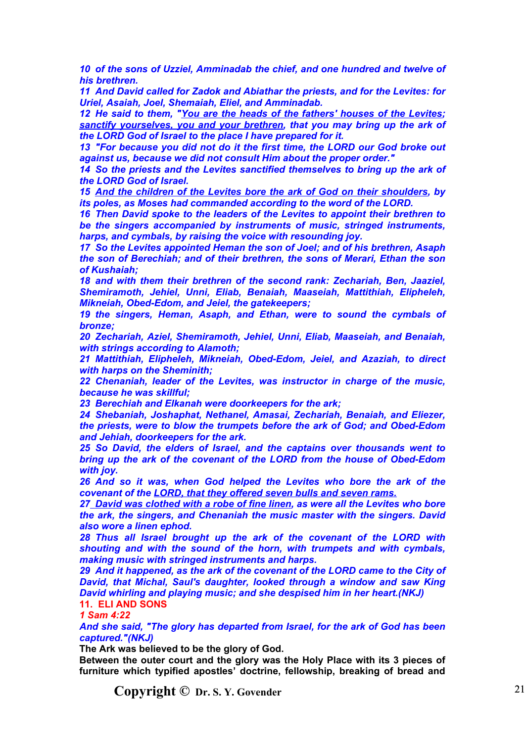*10 of the sons of Uzziel, Amminadab the chief, and one hundred and twelve of his brethren.*
*11 And David called for Zadok and Abiathar the priests, and for the Levites: for Uriel, Asaiah, Joel, Shemaiah, Eliel, and Amminadab.*
*12 He said to them, "<u>You are the heads of the fathers' houses of the Levites; sanctify yourselves, you and your brethren</u>, that you may bring up the ark of the LORD God of Israel to the place I have prepared for it.*
*13 "For because you did not do it the first time, the LORD our God broke out against us, because we did not consult Him about the proper order."*
*14 So the priests and the Levites sanctified themselves to bring up the ark of the LORD God of Israel.*
*15 <u>And the children of the Levites bore the ark of God on their shoulders</u>, by its poles, as Moses had commanded according to the word of the LORD.*
*16 Then David spoke to the leaders of the Levites to appoint their brethren to be the singers accompanied by instruments of music, stringed instruments, harps, and cymbals, by raising the voice with resounding joy.*
*17 So the Levites appointed Heman the son of Joel; and of his brethren, Asaph the son of Berechiah; and of their brethren, the sons of Merari, Ethan the son of Kushaiah;*
*18 and with them their brethren of the second rank: Zechariah, Ben, Jaaziel, Shemiramoth, Jehiel, Unni, Eliab, Benaiah, Maaseiah, Mattithiah, Elipheleh, Mikneiah, Obed-Edom, and Jeiel, the gatekeepers;*
*19 the singers, Heman, Asaph, and Ethan, were to sound the cymbals of bronze;*
*20 Zechariah, Aziel, Shemiramoth, Jehiel, Unni, Eliab, Maaseiah, and Benaiah, with strings according to Alamoth;*
*21 Mattithiah, Elipheleh, Mikneiah, Obed-Edom, Jeiel, and Azaziah, to direct with harps on the Sheminith;*
*22 Chenaniah, leader of the Levites, was instructor in charge of the music, because he was skillful;*
*23 Berechiah and Elkanah were doorkeepers for the ark;*
*24 Shebaniah, Joshaphat, Nethanel, Amasai, Zechariah, Benaiah, and Eliezer, the priests, were to blow the trumpets before the ark of God; and Obed-Edom and Jehiah, doorkeepers for the ark.*
*25 So David, the elders of Israel, and the captains over thousands went to bring up the ark of the covenant of the LORD from the house of Obed-Edom with joy.*
*26 And so it was, when God helped the Levites who bore the ark of the covenant of the <u>LORD, that they offered seven bulls and seven rams.</u>*
*27 <u>David was clothed with a robe of fine linen</u>, as were all the Levites who bore the ark, the singers, and Chenaniah the music master with the singers. David also wore a linen ephod.*
*28 Thus all Israel brought up the ark of the covenant of the LORD with shouting and with the sound of the horn, with trumpets and with cymbals, making music with stringed instruments and harps.*
*29 And it happened, as the ark of the covenant of the LORD came to the City of David, that Michal, Saul's daughter, looked through a window and saw King David whirling and playing music; and she despised him in her heart.(NKJ)*

## 11. ELI AND SONS

*1 Sam 4:22*

*And she said, "The glory has departed from Israel, for the ark of God has been captured."(NKJ)*

**The Ark was believed to be the glory of God.**

**Between the outer court and the glory was the Holy Place with its 3 pieces of furniture which typified apostles' doctrine, fellowship, breaking of bread and**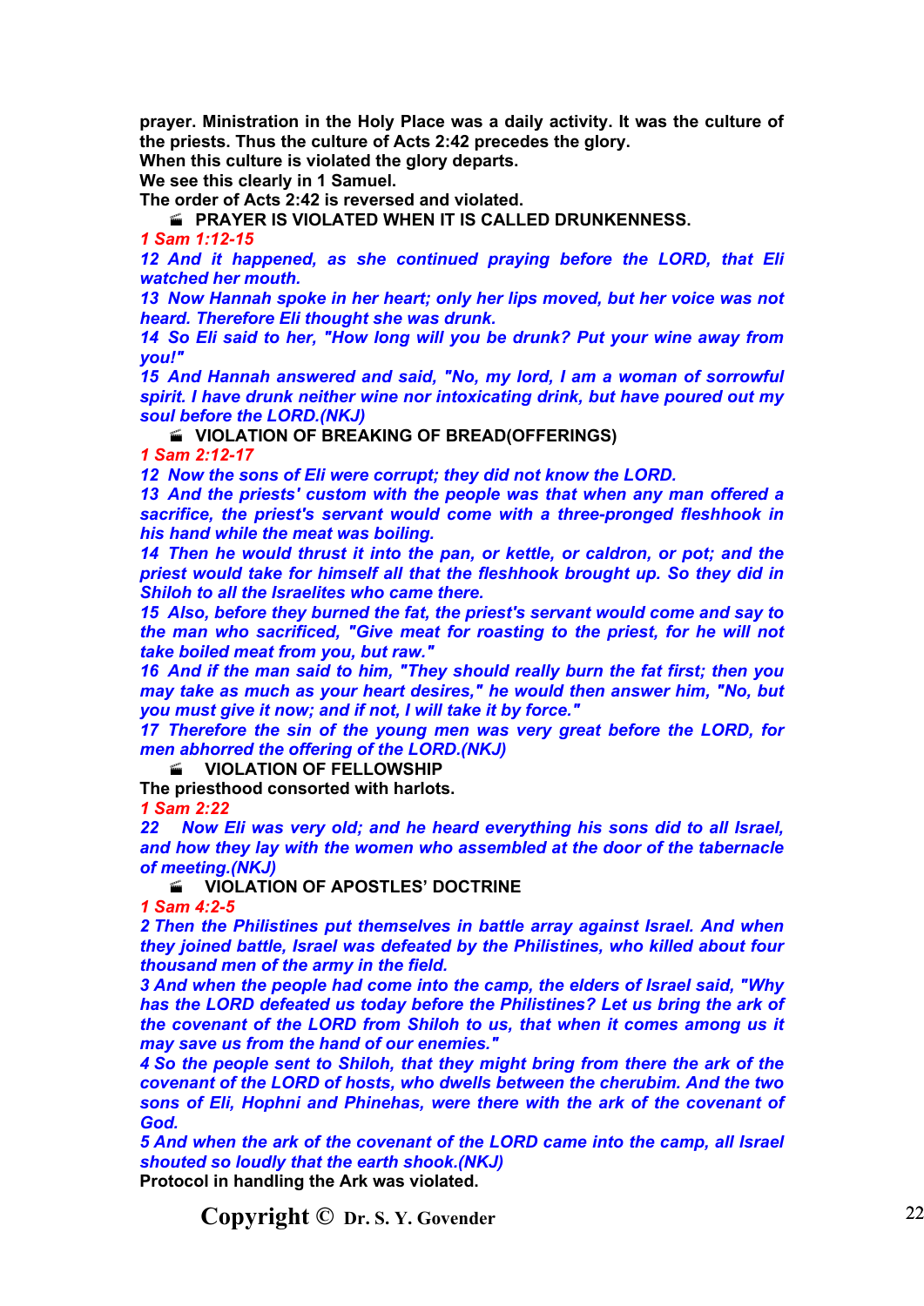**prayer. Ministration in the Holy Place was a daily activity. It was the culture of the priests. Thus the culture of Acts 2:42 precedes the glory.**
**When this culture is violated the glory departs.**
**We see this clearly in 1 Samuel.**
**The order of Acts 2:42 is reversed and violated.**

- **PRAYER IS VIOLATED WHEN IT IS CALLED DRUNKENNESS.**

***1 Sam 1:12-15***
***12 And it happened, as she continued praying before the LORD, that Eli watched her mouth.***
***13 Now Hannah spoke in her heart; only her lips moved, but her voice was not heard. Therefore Eli thought she was drunk.***
***14 So Eli said to her, "How long will you be drunk? Put your wine away from you!"***
***15 And Hannah answered and said, "No, my lord, I am a woman of sorrowful spirit. I have drunk neither wine nor intoxicating drink, but have poured out my soul before the LORD.(NKJ)***

- **VIOLATION OF BREAKING OF BREAD(OFFERINGS)**

***1 Sam 2:12-17***
***12 Now the sons of Eli were corrupt; they did not know the LORD.***
***13 And the priests' custom with the people was that when any man offered a sacrifice, the priest's servant would come with a three-pronged fleshhook in his hand while the meat was boiling.***
***14 Then he would thrust it into the pan, or kettle, or caldron, or pot; and the priest would take for himself all that the fleshhook brought up. So they did in Shiloh to all the Israelites who came there.***
***15 Also, before they burned the fat, the priest's servant would come and say to the man who sacrificed, "Give meat for roasting to the priest, for he will not take boiled meat from you, but raw."***
***16 And if the man said to him, "They should really burn the fat first; then you may take as much as your heart desires," he would then answer him, "No, but you must give it now; and if not, I will take it by force."***
***17 Therefore the sin of the young men was very great before the LORD, for men abhorred the offering of the LORD.(NKJ)***

- **VIOLATION OF FELLOWSHIP**

**The priesthood consorted with harlots.**

***1 Sam 2:22***
***22 Now Eli was very old; and he heard everything his sons did to all Israel, and how they lay with the women who assembled at the door of the tabernacle of meeting.(NKJ)***

- **VIOLATION OF APOSTLES' DOCTRINE**

***1 Sam 4:2-5***
***2 Then the Philistines put themselves in battle array against Israel. And when they joined battle, Israel was defeated by the Philistines, who killed about four thousand men of the army in the field.***
***3 And when the people had come into the camp, the elders of Israel said, "Why has the LORD defeated us today before the Philistines? Let us bring the ark of the covenant of the LORD from Shiloh to us, that when it comes among us it may save us from the hand of our enemies."***
***4 So the people sent to Shiloh, that they might bring from there the ark of the covenant of the LORD of hosts, who dwells between the cherubim. And the two sons of Eli, Hophni and Phinehas, were there with the ark of the covenant of God.***
***5 And when the ark of the covenant of the LORD came into the camp, all Israel shouted so loudly that the earth shook.(NKJ)***

**Protocol in handling the Ark was violated.**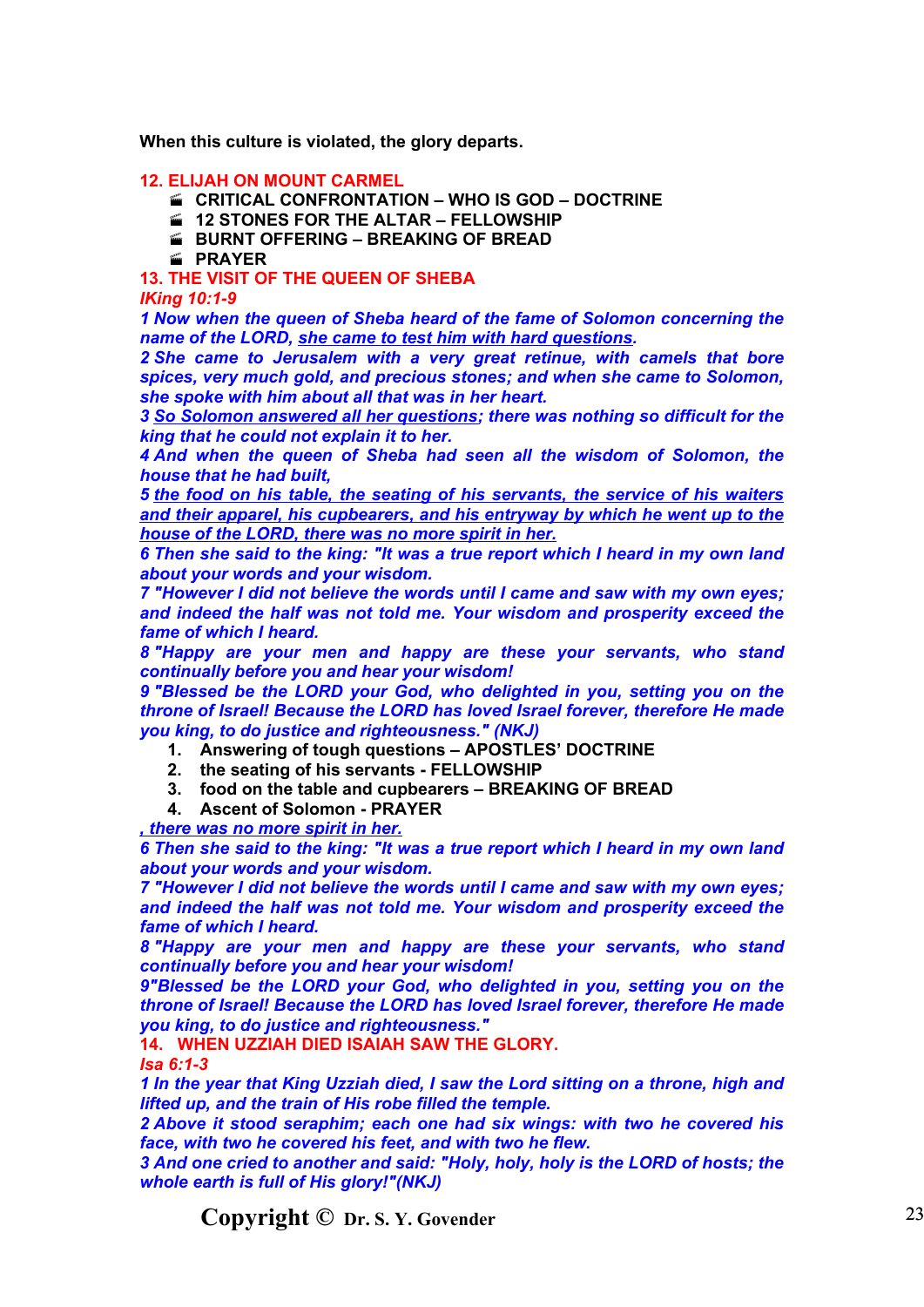**When this culture is violated, the glory departs.**

## 12. ELIJAH ON MOUNT CARMEL

- **CRITICAL CONFRONTATION – WHO IS GOD – DOCTRINE**
- **12 STONES FOR THE ALTAR – FELLOWSHIP**
- **BURNT OFFERING – BREAKING OF BREAD**
- **PRAYER**

## 13. THE VISIT OF THE QUEEN OF SHEBA

***IKing 10:1-9***

***1 Now when the queen of Sheba heard of the fame of Solomon concerning the name of the LORD, <u>she came to test him with hard questions</u>.***

***2 She came to Jerusalem with a very great retinue, with camels that bore spices, very much gold, and precious stones; and when she came to Solomon, she spoke with him about all that was in her heart.***

***3 <u>So Solomon answered all her questions</u>; there was nothing so difficult for the king that he could not explain it to her.***

***4 And when the queen of Sheba had seen all the wisdom of Solomon, the house that he had built,***

***5 <u>the food on his table, the seating of his servants, the service of his waiters and their apparel, his cupbearers, and his entryway by which he went up to the house of the LORD, there was no more spirit in her.</u>***

***6 Then she said to the king: "It was a true report which I heard in my own land about your words and your wisdom.***

***7 "However I did not believe the words until I came and saw with my own eyes; and indeed the half was not told me. Your wisdom and prosperity exceed the fame of which I heard.***

***8 "Happy are your men and happy are these your servants, who stand continually before you and hear your wisdom!***

***9 "Blessed be the LORD your God, who delighted in you, setting you on the throne of Israel! Because the LORD has loved Israel forever, therefore He made you king, to do justice and righteousness." (NKJ)***

1. **Answering of tough questions – APOSTLES' DOCTRINE**
2. **the seating of his servants - FELLOWSHIP**
3. **food on the table and cupbearers – BREAKING OF BREAD**
4. **Ascent of Solomon - PRAYER**

***<u>, there was no more spirit in her.</u>***

***6 Then she said to the king: "It was a true report which I heard in my own land about your words and your wisdom.***

***7 "However I did not believe the words until I came and saw with my own eyes; and indeed the half was not told me. Your wisdom and prosperity exceed the fame of which I heard.***

***8 "Happy are your men and happy are these your servants, who stand continually before you and hear your wisdom!***

***9"Blessed be the LORD your God, who delighted in you, setting you on the throne of Israel! Because the LORD has loved Israel forever, therefore He made you king, to do justice and righteousness."***

## 14. WHEN UZZIAH DIED ISAIAH SAW THE GLORY.

***Isa 6:1-3***

***1 In the year that King Uzziah died, I saw the Lord sitting on a throne, high and lifted up, and the train of His robe filled the temple.***

***2 Above it stood seraphim; each one had six wings: with two he covered his face, with two he covered his feet, and with two he flew.***

***3 And one cried to another and said: "Holy, holy, holy is the LORD of hosts; the whole earth is full of His glory!"(NKJ)***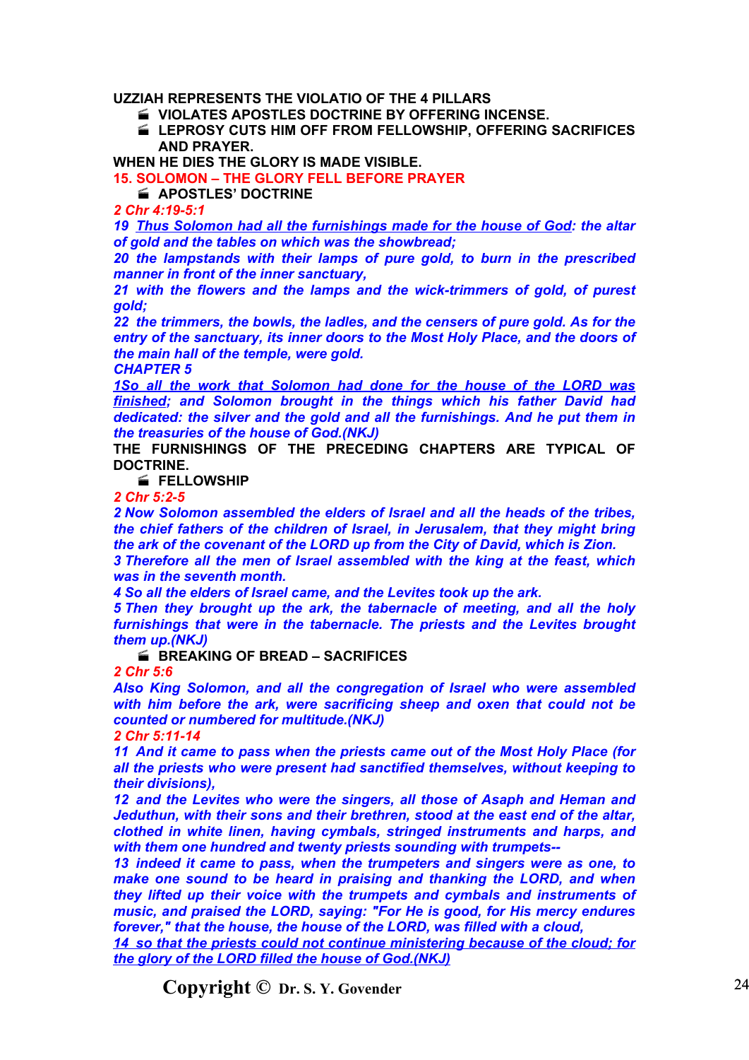**UZZIAH REPRESENTS THE VIOLATIO OF THE 4 PILLARS**

- **VIOLATES APOSTLES DOCTRINE BY OFFERING INCENSE.**
- **LEPROSY CUTS HIM OFF FROM FELLOWSHIP, OFFERING SACRIFICES AND PRAYER.**

**WHEN HE DIES THE GLORY IS MADE VISIBLE.**

**15. SOLOMON – THE GLORY FELL BEFORE PRAYER**

- **APOSTLES' DOCTRINE**

***2 Chr 4:19-5:1***

***19 Thus Solomon had all the furnishings made for the house of God: the altar of gold and the tables on which was the showbread;***

***20 the lampstands with their lamps of pure gold, to burn in the prescribed manner in front of the inner sanctuary,***

***21 with the flowers and the lamps and the wick-trimmers of gold, of purest gold;***

***22 the trimmers, the bowls, the ladles, and the censers of pure gold. As for the entry of the sanctuary, its inner doors to the Most Holy Place, and the doors of the main hall of the temple, were gold.***

***CHAPTER 5***

***1So all the work that Solomon had done for the house of the LORD was finished; and Solomon brought in the things which his father David had dedicated: the silver and the gold and all the furnishings. And he put them in the treasuries of the house of God.(NKJ)***

**THE FURNISHINGS OF THE PRECEDING CHAPTERS ARE TYPICAL OF DOCTRINE.**

- **FELLOWSHIP**

***2 Chr 5:2-5***

***2 Now Solomon assembled the elders of Israel and all the heads of the tribes, the chief fathers of the children of Israel, in Jerusalem, that they might bring the ark of the covenant of the LORD up from the City of David, which is Zion.***

***3 Therefore all the men of Israel assembled with the king at the feast, which was in the seventh month.***

***4 So all the elders of Israel came, and the Levites took up the ark.***

***5 Then they brought up the ark, the tabernacle of meeting, and all the holy furnishings that were in the tabernacle. The priests and the Levites brought them up.(NKJ)***

- **BREAKING OF BREAD – SACRIFICES**

***2 Chr 5:6***

***Also King Solomon, and all the congregation of Israel who were assembled with him before the ark, were sacrificing sheep and oxen that could not be counted or numbered for multitude.(NKJ)***

***2 Chr 5:11-14***

***11 And it came to pass when the priests came out of the Most Holy Place (for all the priests who were present had sanctified themselves, without keeping to their divisions),***

***12 and the Levites who were the singers, all those of Asaph and Heman and Jeduthun, with their sons and their brethren, stood at the east end of the altar, clothed in white linen, having cymbals, stringed instruments and harps, and with them one hundred and twenty priests sounding with trumpets--***

***13 indeed it came to pass, when the trumpeters and singers were as one, to make one sound to be heard in praising and thanking the LORD, and when they lifted up their voice with the trumpets and cymbals and instruments of music, and praised the LORD, saying: "For He is good, for His mercy endures forever," that the house, the house of the LORD, was filled with a cloud,***

***14 so that the priests could not continue ministering because of the cloud; for the glory of the LORD filled the house of God.(NKJ)***

**Copyright © Dr. S. Y. Govender**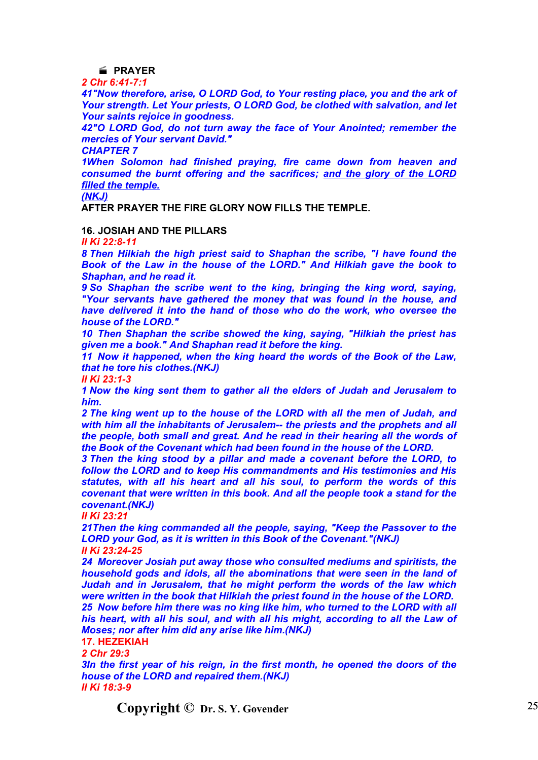🎬 **PRAYER**

*2 Chr 6:41-7:1*

***41"Now therefore, arise, O LORD God, to Your resting place, you and the ark of Your strength. Let Your priests, O LORD God, be clothed with salvation, and let Your saints rejoice in goodness.***

***42"O LORD God, do not turn away the face of Your Anointed; remember the mercies of Your servant David."***

***CHAPTER 7***

***1When Solomon had finished praying, fire came down from heaven and consumed the burnt offering and the sacrifices; <u>and the glory of the LORD filled the temple.</u>***

***<u>(NKJ)</u>***

**AFTER PRAYER THE FIRE GLORY NOW FILLS THE TEMPLE.**

**16. JOSIAH AND THE PILLARS**

*II Ki 22:8-11*

***8 Then Hilkiah the high priest said to Shaphan the scribe, "I have found the Book of the Law in the house of the LORD." And Hilkiah gave the book to Shaphan, and he read it.***

***9 So Shaphan the scribe went to the king, bringing the king word, saying, "Your servants have gathered the money that was found in the house, and have delivered it into the hand of those who do the work, who oversee the house of the LORD."***

***10 Then Shaphan the scribe showed the king, saying, "Hilkiah the priest has given me a book." And Shaphan read it before the king.***

***11 Now it happened, when the king heard the words of the Book of the Law, that he tore his clothes.(NKJ)***

*II Ki 23:1-3*

***1 Now the king sent them to gather all the elders of Judah and Jerusalem to him.***

***2 The king went up to the house of the LORD with all the men of Judah, and with him all the inhabitants of Jerusalem-- the priests and the prophets and all the people, both small and great. And he read in their hearing all the words of the Book of the Covenant which had been found in the house of the LORD.***

***3 Then the king stood by a pillar and made a covenant before the LORD, to follow the LORD and to keep His commandments and His testimonies and His statutes, with all his heart and all his soul, to perform the words of this covenant that were written in this book. And all the people took a stand for the covenant.(NKJ)***

*II Ki 23:21*

***21Then the king commanded all the people, saying, "Keep the Passover to the LORD your God, as it is written in this Book of the Covenant."(NKJ)***

*II Ki 23:24-25*

***24 Moreover Josiah put away those who consulted mediums and spiritists, the household gods and idols, all the abominations that were seen in the land of Judah and in Jerusalem, that he might perform the words of the law which were written in the book that Hilkiah the priest found in the house of the LORD.***

***25 Now before him there was no king like him, who turned to the LORD with all his heart, with all his soul, and with all his might, according to all the Law of Moses; nor after him did any arise like him.(NKJ)***

**17. HEZEKIAH**

*2 Chr 29:3*

***3In the first year of his reign, in the first month, he opened the doors of the house of the LORD and repaired them.(NKJ)***

*II Ki 18:3-9*

**Copyright © Dr. S. Y. Govender**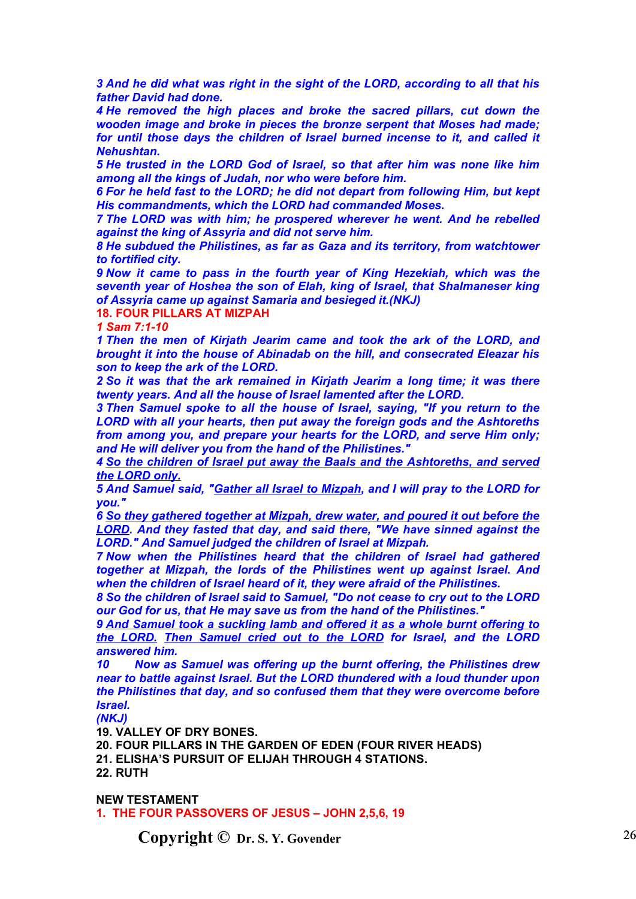*3 And he did what was right in the sight of the LORD, according to all that his father David had done.*
*4 He removed the high places and broke the sacred pillars, cut down the wooden image and broke in pieces the bronze serpent that Moses had made; for until those days the children of Israel burned incense to it, and called it Nehushtan.*
*5 He trusted in the LORD God of Israel, so that after him was none like him among all the kings of Judah, nor who were before him.*
*6 For he held fast to the LORD; he did not depart from following Him, but kept His commandments, which the LORD had commanded Moses.*
*7 The LORD was with him; he prospered wherever he went. And he rebelled against the king of Assyria and did not serve him.*
*8 He subdued the Philistines, as far as Gaza and its territory, from watchtower to fortified city.*
*9 Now it came to pass in the fourth year of King Hezekiah, which was the seventh year of Hoshea the son of Elah, king of Israel, that Shalmaneser king of Assyria came up against Samaria and besieged it.(NKJ)*

**18. FOUR PILLARS AT MIZPAH**

*1 Sam 7:1-10*

*1 Then the men of Kirjath Jearim came and took the ark of the LORD, and brought it into the house of Abinadab on the hill, and consecrated Eleazar his son to keep the ark of the LORD.*
*2 So it was that the ark remained in Kirjath Jearim a long time; it was there twenty years. And all the house of Israel lamented after the LORD.*
*3 Then Samuel spoke to all the house of Israel, saying, "If you return to the LORD with all your hearts, then put away the foreign gods and the Ashtoreths from among you, and prepare your hearts for the LORD, and serve Him only; and He will deliver you from the hand of the Philistines."*
*4 <u>So the children of Israel put away the Baals and the Ashtoreths, and served the LORD only.</u>*
*5 And Samuel said, "<u>Gather all Israel to Mizpah</u>, and I will pray to the LORD for you."*
*6 <u>So they gathered together at Mizpah, drew water, and poured it out before the LORD</u>. And they fasted that day, and said there, "We have sinned against the LORD." And Samuel judged the children of Israel at Mizpah.*
*7 Now when the Philistines heard that the children of Israel had gathered together at Mizpah, the lords of the Philistines went up against Israel. And when the children of Israel heard of it, they were afraid of the Philistines.*
*8 So the children of Israel said to Samuel, "Do not cease to cry out to the LORD our God for us, that He may save us from the hand of the Philistines."*
*9 <u>And Samuel took a suckling lamb and offered it as a whole burnt offering to the LORD</u>. <u>Then Samuel cried out to the LORD</u> for Israel, and the LORD answered him.*
*10 Now as Samuel was offering up the burnt offering, the Philistines drew near to battle against Israel. But the LORD thundered with a loud thunder upon the Philistines that day, and so confused them that they were overcome before Israel.*
*(NKJ)*

**19. VALLEY OF DRY BONES.**

**20. FOUR PILLARS IN THE GARDEN OF EDEN (FOUR RIVER HEADS)**

**21. ELISHA'S PURSUIT OF ELIJAH THROUGH 4 STATIONS.**

**22. RUTH**

**NEW TESTAMENT**

**1. THE FOUR PASSOVERS OF JESUS – JOHN 2,5,6, 19**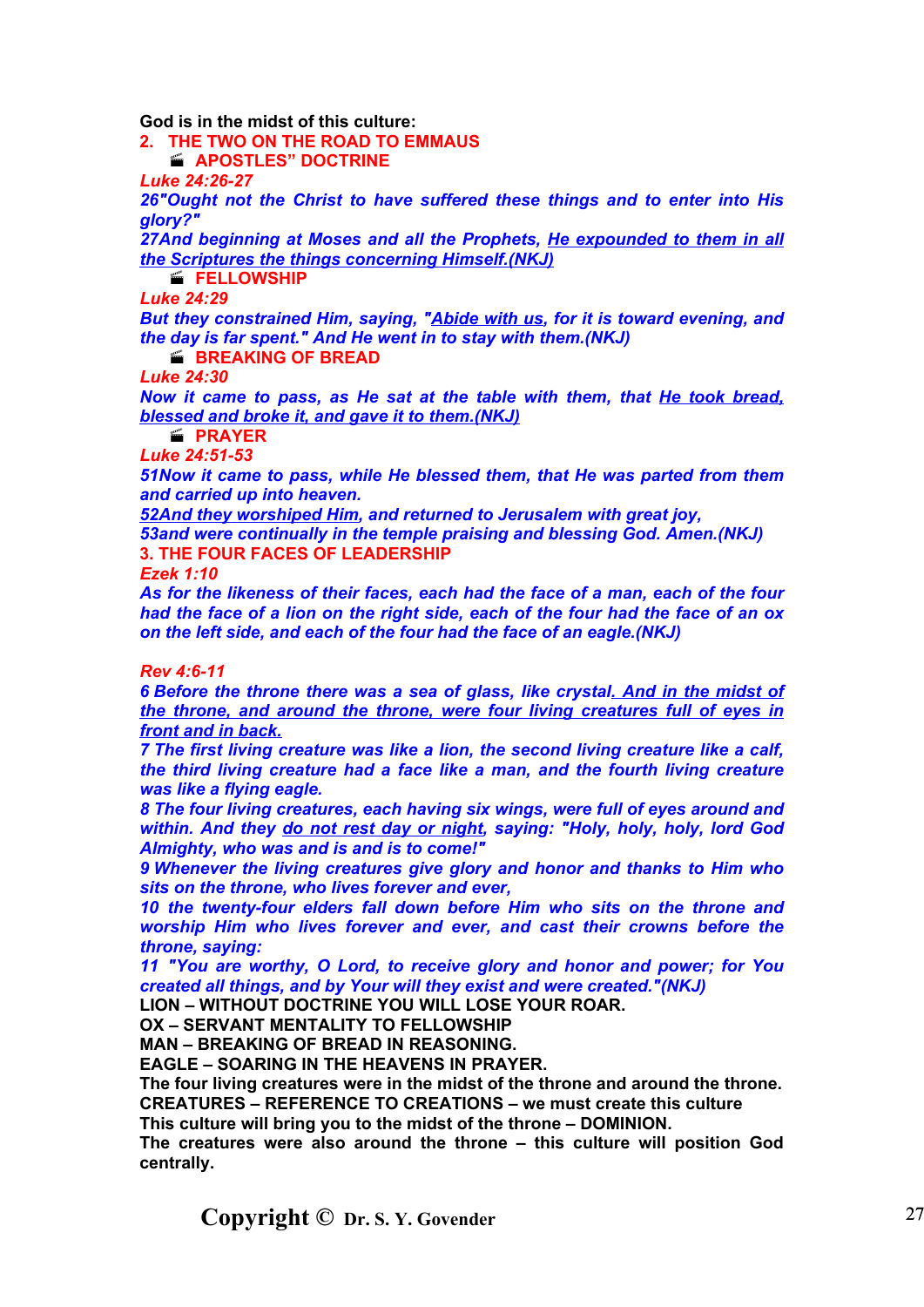**God is in the midst of this culture:**

## 2. THE TWO ON THE ROAD TO EMMAUS

- **APOSTLES" DOCTRINE**

***Luke 24:26-27***

***26"Ought not the Christ to have suffered these things and to enter into His glory?"***

***27And beginning at Moses and all the Prophets, He expounded to them in all the Scriptures the things concerning Himself.(NKJ)***

- **FELLOWSHIP**

***Luke 24:29***

***But they constrained Him, saying, "Abide with us, for it is toward evening, and the day is far spent." And He went in to stay with them.(NKJ)***

- **BREAKING OF BREAD**

***Luke 24:30***

***Now it came to pass, as He sat at the table with them, that He took bread, blessed and broke it, and gave it to them.(NKJ)***

- **PRAYER**

***Luke 24:51-53***

***51Now it came to pass, while He blessed them, that He was parted from them and carried up into heaven.***

***52And they worshiped Him, and returned to Jerusalem with great joy,***

***53and were continually in the temple praising and blessing God. Amen.(NKJ)***

## 3. THE FOUR FACES OF LEADERSHIP

***Ezek 1:10***

***As for the likeness of their faces, each had the face of a man, each of the four had the face of a lion on the right side, each of the four had the face of an ox on the left side, and each of the four had the face of an eagle.(NKJ)***

***Rev 4:6-11***

***6 Before the throne there was a sea of glass, like crystal. And in the midst of the throne, and around the throne, were four living creatures full of eyes in front and in back.***

***7 The first living creature was like a lion, the second living creature like a calf, the third living creature had a face like a man, and the fourth living creature was like a flying eagle.***

***8 The four living creatures, each having six wings, were full of eyes around and within. And they do not rest day or night, saying: "Holy, holy, holy, lord God Almighty, who was and is and is to come!"***

***9 Whenever the living creatures give glory and honor and thanks to Him who sits on the throne, who lives forever and ever,***

***10 the twenty-four elders fall down before Him who sits on the throne and worship Him who lives forever and ever, and cast their crowns before the throne, saying:***

***11 "You are worthy, O Lord, to receive glory and honor and power; for You created all things, and by Your will they exist and were created."(NKJ)***

**LION – WITHOUT DOCTRINE YOU WILL LOSE YOUR ROAR.**
**OX – SERVANT MENTALITY TO FELLOWSHIP**
**MAN – BREAKING OF BREAD IN REASONING.**
**EAGLE – SOARING IN THE HEAVENS IN PRAYER.**
**The four living creatures were in the midst of the throne and around the throne.**
**CREATURES – REFERENCE TO CREATIONS – we must create this culture**
**This culture will bring you to the midst of the throne – DOMINION.**
**The creatures were also around the throne – this culture will position God centrally.**

**Copyright © Dr. S. Y. Govender**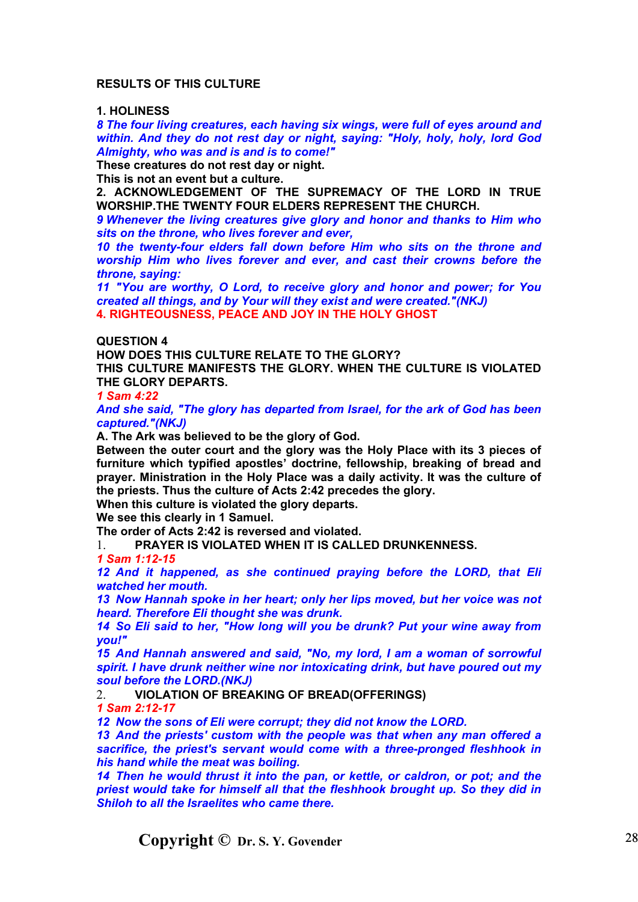**RESULTS OF THIS CULTURE**

**1. HOLINESS**

***8 The four living creatures, each having six wings, were full of eyes around and within. And they do not rest day or night, saying: "Holy, holy, holy, lord God Almighty, who was and is and is to come!"***

**These creatures do not rest day or night.**

**This is not an event but a culture.**

**2. ACKNOWLEDGEMENT OF THE SUPREMACY OF THE LORD IN TRUE WORSHIP.THE TWENTY FOUR ELDERS REPRESENT THE CHURCH.**

***9 Whenever the living creatures give glory and honor and thanks to Him who sits on the throne, who lives forever and ever,***

***10 the twenty-four elders fall down before Him who sits on the throne and worship Him who lives forever and ever, and cast their crowns before the throne, saying:***

***11 "You are worthy, O Lord, to receive glory and honor and power; for You created all things, and by Your will they exist and were created."(NKJ)***

**4. RIGHTEOUSNESS, PEACE AND JOY IN THE HOLY GHOST**

**QUESTION 4**

**HOW DOES THIS CULTURE RELATE TO THE GLORY?**

**THIS CULTURE MANIFESTS THE GLORY. WHEN THE CULTURE IS VIOLATED THE GLORY DEPARTS.**

***1 Sam 4:22***

***And she said, "The glory has departed from Israel, for the ark of God has been captured."(NKJ)***

**A. The Ark was believed to be the glory of God.**

**Between the outer court and the glory was the Holy Place with its 3 pieces of furniture which typified apostles' doctrine, fellowship, breaking of bread and prayer. Ministration in the Holy Place was a daily activity. It was the culture of the priests. Thus the culture of Acts 2:42 precedes the glory.**

**When this culture is violated the glory departs.**

**We see this clearly in 1 Samuel.**

**The order of Acts 2:42 is reversed and violated.**

1. **PRAYER IS VIOLATED WHEN IT IS CALLED DRUNKENNESS.**

***1 Sam 1:12-15***

***12 And it happened, as she continued praying before the LORD, that Eli watched her mouth.***

***13 Now Hannah spoke in her heart; only her lips moved, but her voice was not heard. Therefore Eli thought she was drunk.***

***14 So Eli said to her, "How long will you be drunk? Put your wine away from you!"***

***15 And Hannah answered and said, "No, my lord, I am a woman of sorrowful spirit. I have drunk neither wine nor intoxicating drink, but have poured out my soul before the LORD.(NKJ)***

2. **VIOLATION OF BREAKING OF BREAD(OFFERINGS)**

***1 Sam 2:12-17***

***12 Now the sons of Eli were corrupt; they did not know the LORD.***

***13 And the priests' custom with the people was that when any man offered a sacrifice, the priest's servant would come with a three-pronged fleshhook in his hand while the meat was boiling.***

***14 Then he would thrust it into the pan, or kettle, or caldron, or pot; and the priest would take for himself all that the fleshhook brought up. So they did in Shiloh to all the Israelites who came there.***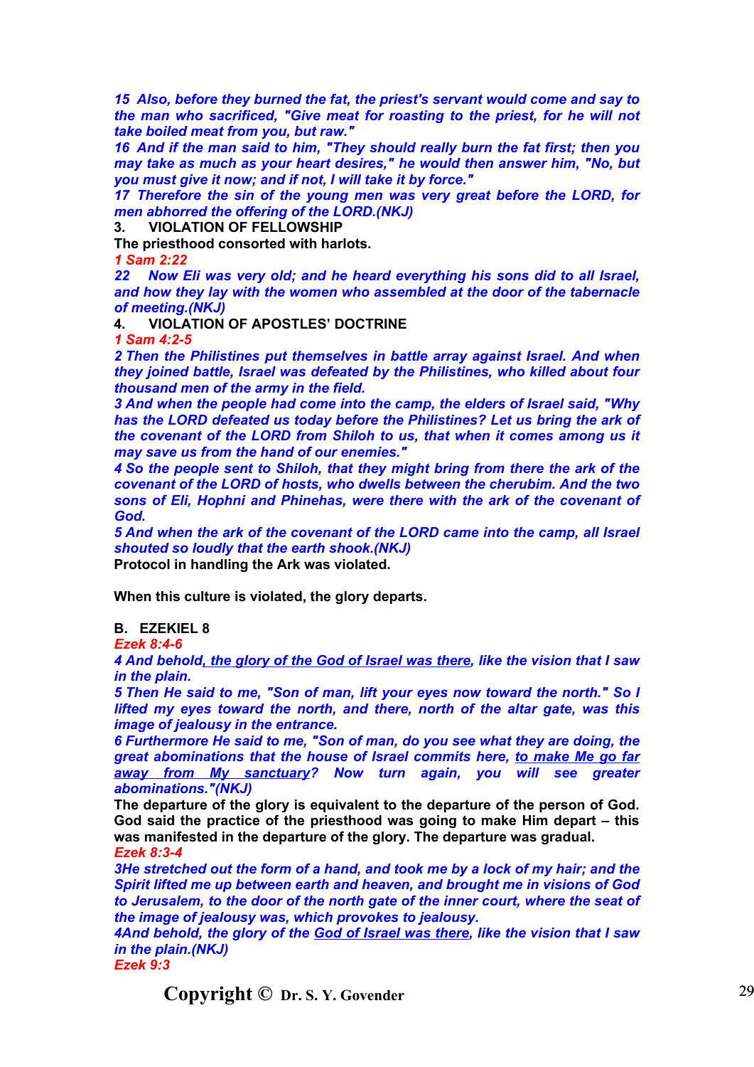*15 Also, before they burned the fat, the priest's servant would come and say to the man who sacrificed, "Give meat for roasting to the priest, for he will not take boiled meat from you, but raw."*
*16 And if the man said to him, "They should really burn the fat first; then you may take as much as your heart desires," he would then answer him, "No, but you must give it now; and if not, I will take it by force."*
*17 Therefore the sin of the young men was very great before the LORD, for men abhorred the offering of the LORD.(NKJ)*

**3. VIOLATION OF FELLOWSHIP**

**The priesthood consorted with harlots.**

*1 Sam 2:22*
*22 Now Eli was very old; and he heard everything his sons did to all Israel, and how they lay with the women who assembled at the door of the tabernacle of meeting.(NKJ)*

**4. VIOLATION OF APOSTLES' DOCTRINE**

*1 Sam 4:2-5*
*2 Then the Philistines put themselves in battle array against Israel. And when they joined battle, Israel was defeated by the Philistines, who killed about four thousand men of the army in the field.*
*3 And when the people had come into the camp, the elders of Israel said, "Why has the LORD defeated us today before the Philistines? Let us bring the ark of the covenant of the LORD from Shiloh to us, that when it comes among us it may save us from the hand of our enemies."*
*4 So the people sent to Shiloh, that they might bring from there the ark of the covenant of the LORD of hosts, who dwells between the cherubim. And the two sons of Eli, Hophni and Phinehas, were there with the ark of the covenant of God.*
*5 And when the ark of the covenant of the LORD came into the camp, all Israel shouted so loudly that the earth shook.(NKJ)*

**Protocol in handling the Ark was violated.**

**When this culture is violated, the glory departs.**

**B. EZEKIEL 8**

*Ezek 8:4-6*
*4 And behold, <u>the glory of the God of Israel was there</u>, like the vision that I saw in the plain.*
*5 Then He said to me, "Son of man, lift your eyes now toward the north." So I lifted my eyes toward the north, and there, north of the altar gate, was this image of jealousy in the entrance.*
*6 Furthermore He said to me, "Son of man, do you see what they are doing, the great abominations that the house of Israel commits here, <u>to make Me go far away from My sanctuary</u>? Now turn again, you will see greater abominations."(NKJ)*

**The departure of the glory is equivalent to the departure of the person of God. God said the practice of the priesthood was going to make Him depart – this was manifested in the departure of the glory. The departure was gradual.**

*Ezek 8:3-4*
*3He stretched out the form of a hand, and took me by a lock of my hair; and the Spirit lifted me up between earth and heaven, and brought me in visions of God to Jerusalem, to the door of the north gate of the inner court, where the seat of the image of jealousy was, which provokes to jealousy.*
*4And behold, the glory of the <u>God of Israel was there</u>, like the vision that I saw in the plain.(NKJ)*

*Ezek 9:3*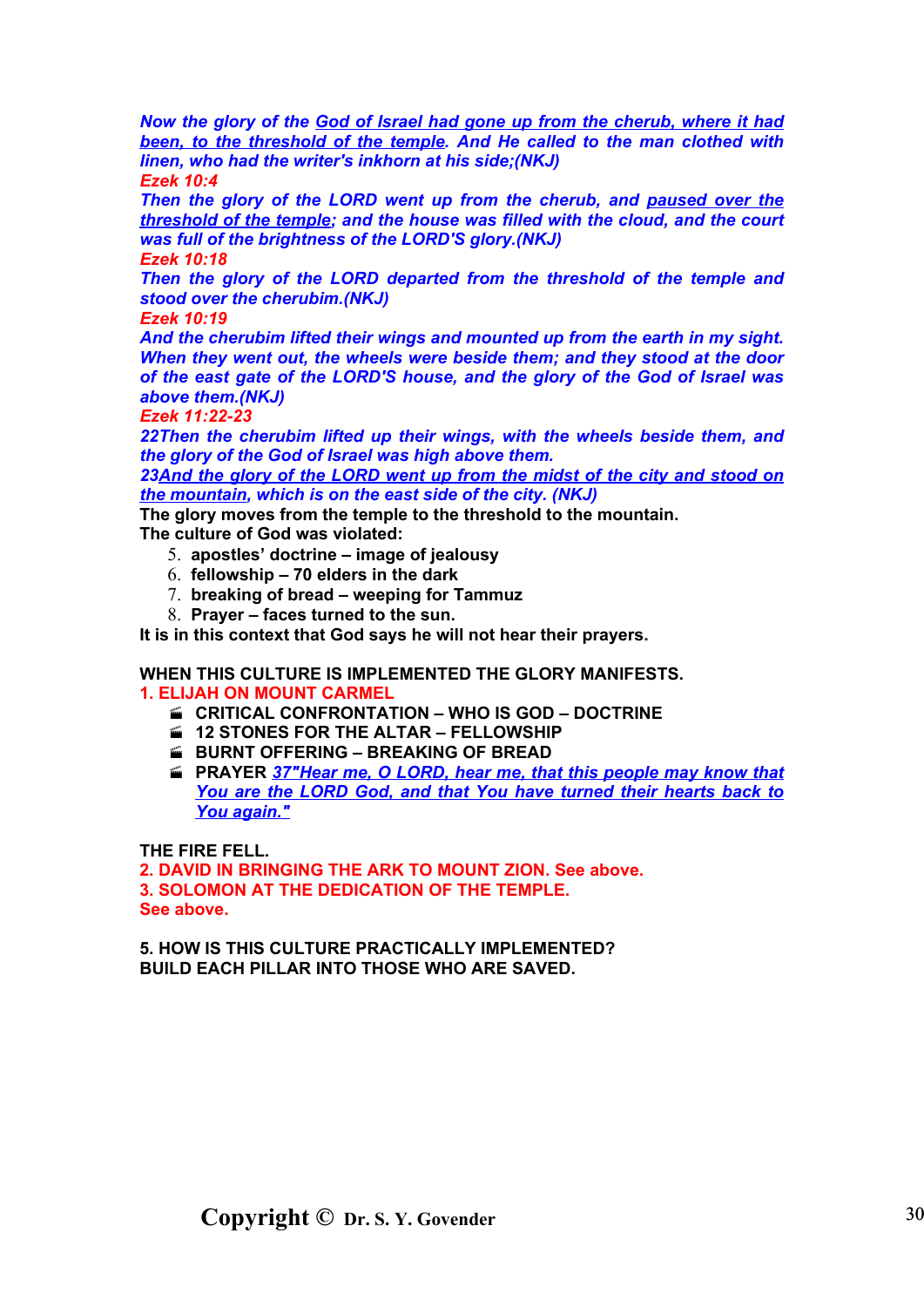***Now the glory of the God of Israel had gone up from the cherub, where it had been, to the threshold of the temple. And He called to the man clothed with linen, who had the writer's inkhorn at his side;(NKJ)***

*Ezek 10:4*

***Then the glory of the LORD went up from the cherub, and paused over the threshold of the temple; and the house was filled with the cloud, and the court was full of the brightness of the LORD'S glory.(NKJ)***

*Ezek 10:18*

***Then the glory of the LORD departed from the threshold of the temple and stood over the cherubim.(NKJ)***

*Ezek 10:19*

***And the cherubim lifted their wings and mounted up from the earth in my sight. When they went out, the wheels were beside them; and they stood at the door of the east gate of the LORD'S house, and the glory of the God of Israel was above them.(NKJ)***

*Ezek 11:22-23*

***22Then the cherubim lifted up their wings, with the wheels beside them, and the glory of the God of Israel was high above them.***

***23And the glory of the LORD went up from the midst of the city and stood on the mountain, which is on the east side of the city. (NKJ)***

**The glory moves from the temple to the threshold to the mountain.**

**The culture of God was violated:**

5. **apostles' doctrine – image of jealousy**
6. **fellowship – 70 elders in the dark**
7. **breaking of bread – weeping for Tammuz**
8. **Prayer – faces turned to the sun.**

**It is in this context that God says he will not hear their prayers.**

**WHEN THIS CULTURE IS IMPLEMENTED THE GLORY MANIFESTS.**

**1. ELIJAH ON MOUNT CARMEL**

- **CRITICAL CONFRONTATION – WHO IS GOD – DOCTRINE**
- **12 STONES FOR THE ALTAR – FELLOWSHIP**
- **BURNT OFFERING – BREAKING OF BREAD**
- **PRAYER** ***37"Hear me, O LORD, hear me, that this people may know that You are the LORD God, and that You have turned their hearts back to You again."***

**THE FIRE FELL.**

**2. DAVID IN BRINGING THE ARK TO MOUNT ZION. See above.**

**3. SOLOMON AT THE DEDICATION OF THE TEMPLE. See above.**

**5. HOW IS THIS CULTURE PRACTICALLY IMPLEMENTED?**
**BUILD EACH PILLAR INTO THOSE WHO ARE SAVED.**

**Copyright © Dr. S. Y. Govender**